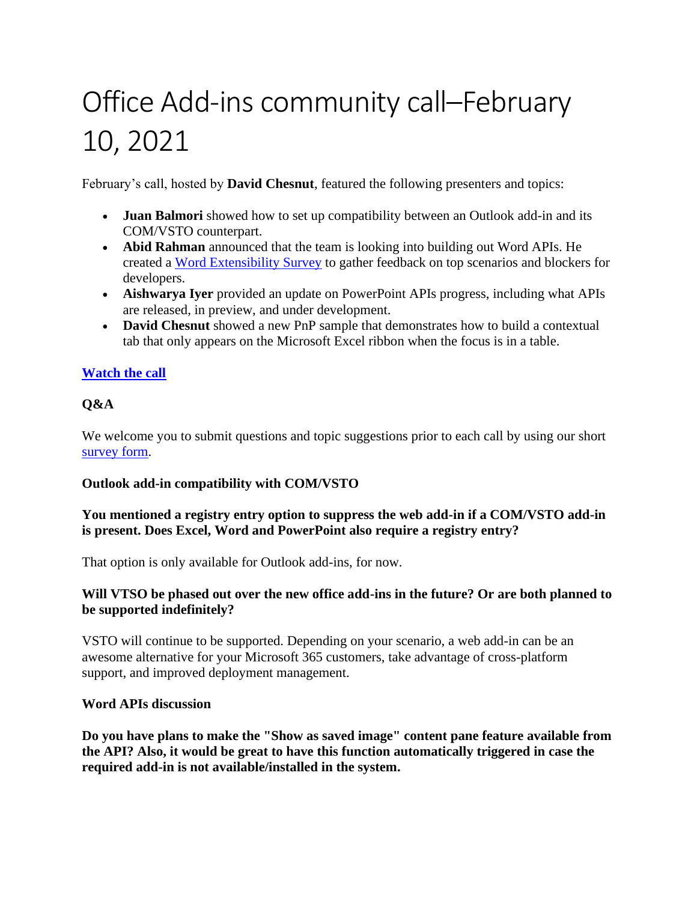# Office Add-ins community call–February 10, 2021

February's call, hosted by **David Chesnut**, featured the following presenters and topics:

- **Juan Balmori** showed how to set up compatibility between an Outlook add-in and its COM/VSTO counterpart.
- **Abid Rahman** announced that the team is looking into building out Word APIs. He created a Word Extensibility Survey to gather feedback on top scenarios and blockers for developers.
- **Aishwarya Iyer** provided an update on PowerPoint APIs progress, including what APIs are released, in preview, and under development.
- **David Chesnut** showed a new PnP sample that demonstrates how to build a contextual tab that only appears on the Microsoft Excel ribbon when the focus is in a table.

**Watch the call**

**Q&A**

We welcome you to submit questions and topic suggestions prior to each call by using our short survey form.

**Outlook add-in compatibility with COM/VSTO**

**You mentioned a registry entry option to suppress the web add-in if a COM/VSTO add-in is present. Does Excel, Word and PowerPoint also require a registry entry?**

That option is only available for Outlook add-ins, for now.

**Will VTSO be phased out over the new office add-ins in the future? Or are both planned to be supported indefinitely?**

VSTO will continue to be supported. Depending on your scenario, a web add-in can be an awesome alternative for your Microsoft 365 customers, take advantage of cross-platform support, and improved deployment management.

**Word APIs discussion**

**Do you have plans to make the "Show as saved image" content pane feature available from the API? Also, it would be great to have this function automatically triggered in case the required add-in is not available/installed in the system.**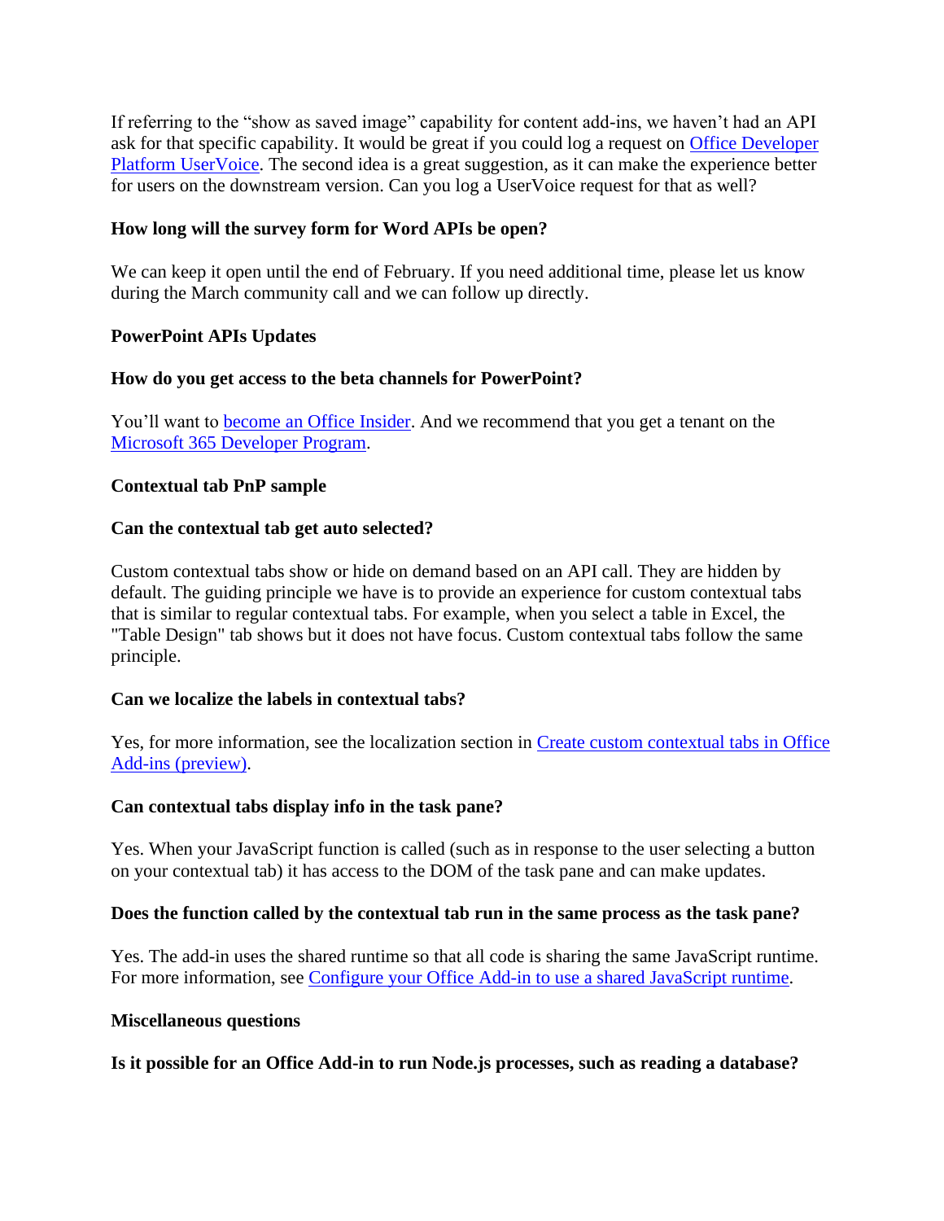If referring to the "show as saved image" capability for content add-ins, we haven't had an API ask for that specific capability. It would be great if you could log a request on [Office Developer Platform UserVoice](). The second idea is a great suggestion, as it can make the experience better for users on the downstream version. Can you log a UserVoice request for that as well?

**How long will the survey form for Word APIs be open?**

We can keep it open until the end of February. If you need additional time, please let us know during the March community call and we can follow up directly.

**PowerPoint APIs Updates**

**How do you get access to the beta channels for PowerPoint?**

You'll want to [become an Office Insider](). And we recommend that you get a tenant on the [Microsoft 365 Developer Program]().

**Contextual tab PnP sample**

**Can the contextual tab get auto selected?**

Custom contextual tabs show or hide on demand based on an API call. They are hidden by default. The guiding principle we have is to provide an experience for custom contextual tabs that is similar to regular contextual tabs. For example, when you select a table in Excel, the "Table Design" tab shows but it does not have focus. Custom contextual tabs follow the same principle.

**Can we localize the labels in contextual tabs?**

Yes, for more information, see the localization section in [Create custom contextual tabs in Office Add-ins (preview)]().

**Can contextual tabs display info in the task pane?**

Yes. When your JavaScript function is called (such as in response to the user selecting a button on your contextual tab) it has access to the DOM of the task pane and can make updates.

**Does the function called by the contextual tab run in the same process as the task pane?**

Yes. The add-in uses the shared runtime so that all code is sharing the same JavaScript runtime. For more information, see [Configure your Office Add-in to use a shared JavaScript runtime]().

**Miscellaneous questions**

**Is it possible for an Office Add-in to run Node.js processes, such as reading a database?**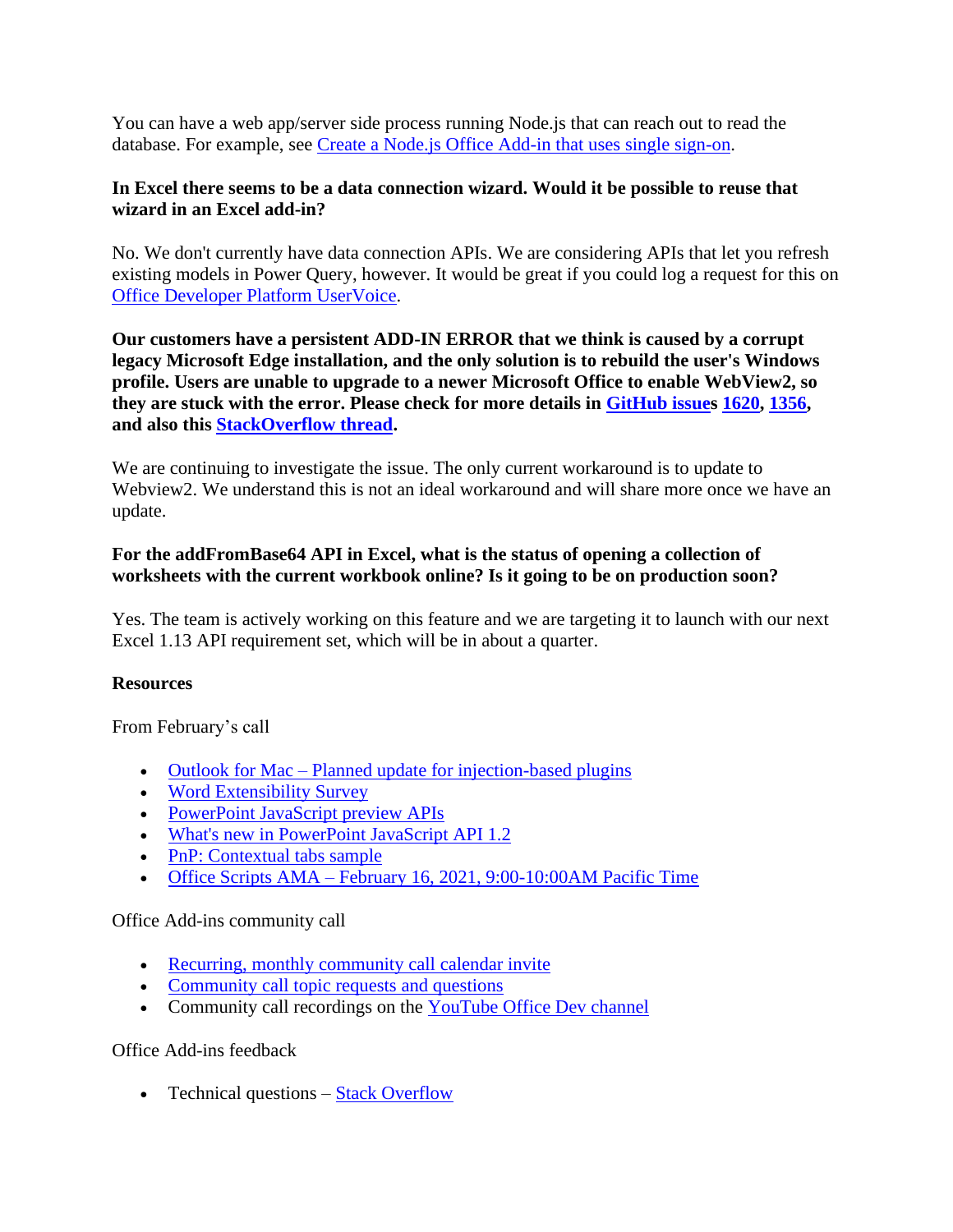You can have a web app/server side process running Node.js that can reach out to read the database. For example, see [Create a Node.js Office Add-in that uses single sign-on](#).

**In Excel there seems to be a data connection wizard. Would it be possible to reuse that wizard in an Excel add-in?**

No. We don't currently have data connection APIs. We are considering APIs that let you refresh existing models in Power Query, however. It would be great if you could log a request for this on [Office Developer Platform UserVoice](#).

**Our customers have a persistent ADD-IN ERROR that we think is caused by a corrupt legacy Microsoft Edge installation, and the only solution is to rebuild the user's Windows profile. Users are unable to upgrade to a newer Microsoft Office to enable WebView2, so they are stuck with the error. Please check for more details in [GitHub issue](#)s [1620](#), [1356](#), and also this [StackOverflow thread](#).**

We are continuing to investigate the issue. The only current workaround is to update to Webview2. We understand this is not an ideal workaround and will share more once we have an update.

**For the addFromBase64 API in Excel, what is the status of opening a collection of worksheets with the current workbook online? Is it going to be on production soon?**

Yes. The team is actively working on this feature and we are targeting it to launch with our next Excel 1.13 API requirement set, which will be in about a quarter.

**Resources**

From February's call

- [Outlook for Mac – Planned update for injection-based plugins](#)
- [Word Extensibility Survey](#)
- [PowerPoint JavaScript preview APIs](#)
- [What's new in PowerPoint JavaScript API 1.2](#)
- [PnP: Contextual tabs sample](#)
- [Office Scripts AMA – February 16, 2021, 9:00-10:00AM Pacific Time](#)

Office Add-ins community call

- [Recurring, monthly community call calendar invite](#)
- [Community call topic requests and questions](#)
- Community call recordings on the [YouTube Office Dev channel](#)

Office Add-ins feedback

- Technical questions – [Stack Overflow](#)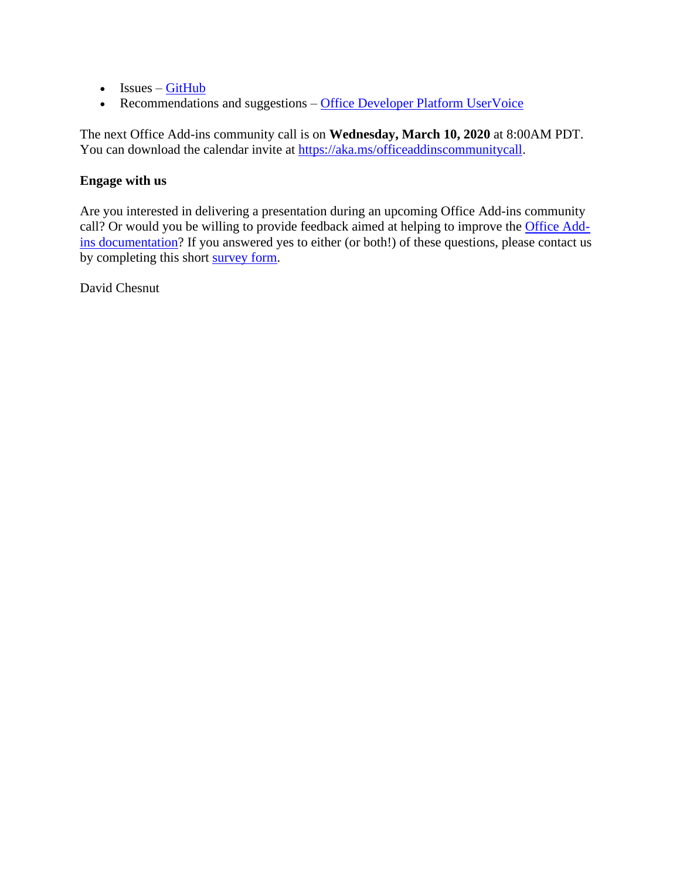- Issues – [GitHub]
- Recommendations and suggestions – [Office Developer Platform UserVoice]

The next Office Add-ins community call is on **Wednesday, March 10, 2020** at 8:00AM PDT. You can download the calendar invite at https://aka.ms/officeaddinscommunitycall.

**Engage with us**

Are you interested in delivering a presentation during an upcoming Office Add-ins community call? Or would you be willing to provide feedback aimed at helping to improve the Office Add-ins documentation? If you answered yes to either (or both!) of these questions, please contact us by completing this short survey form.

David Chesnut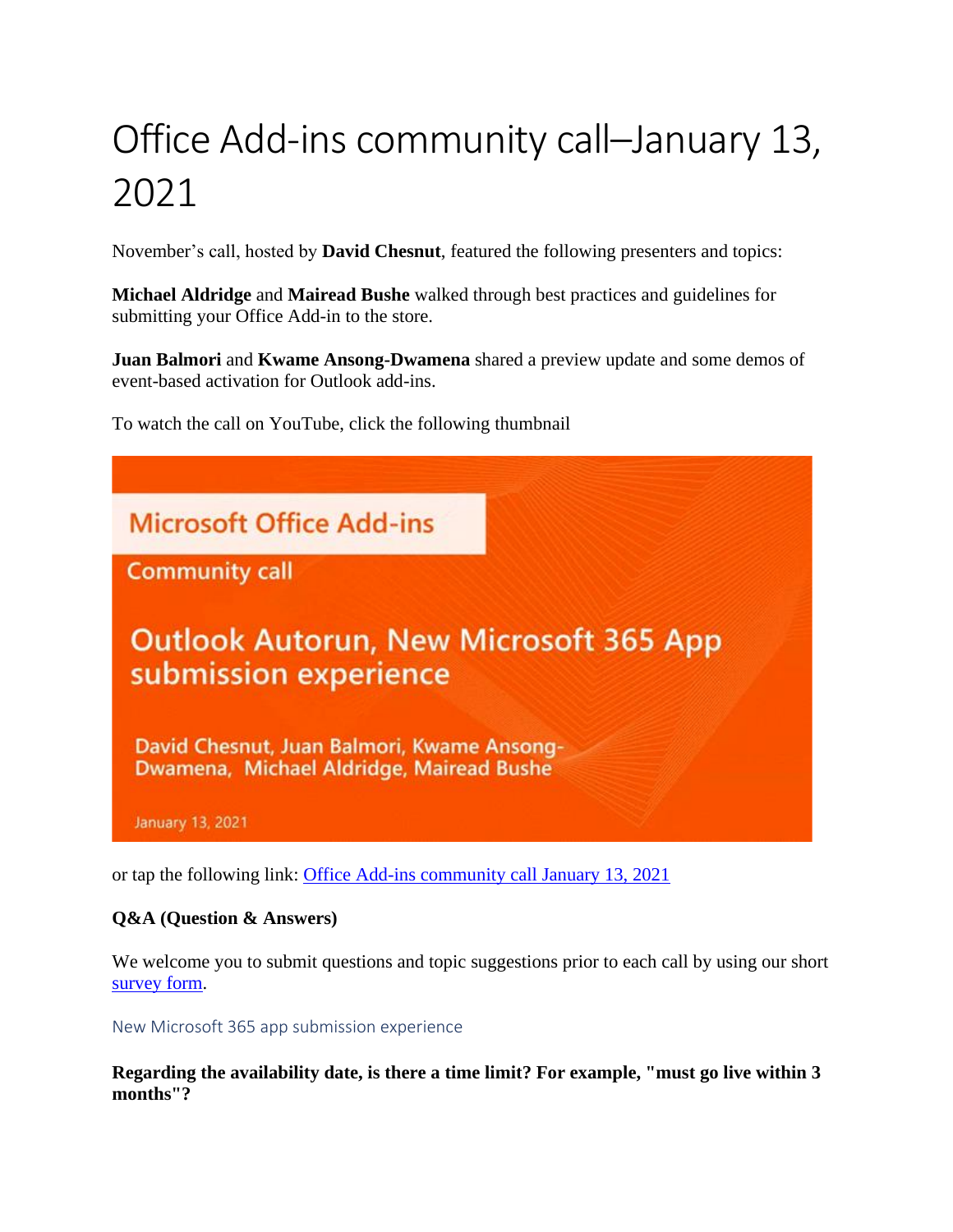# Office Add-ins community call–January 13, 2021

November's call, hosted by **David Chesnut**, featured the following presenters and topics:

**Michael Aldridge** and **Mairead Bushe** walked through best practices and guidelines for submitting your Office Add-in to the store.

**Juan Balmori** and **Kwame Ansong-Dwamena** shared a preview update and some demos of event-based activation for Outlook add-ins.

To watch the call on YouTube, click the following thumbnail

or tap the following link: Office Add-ins community call January 13, 2021

**Q&A (Question & Answers)**

We welcome you to submit questions and topic suggestions prior to each call by using our short survey form.

### New Microsoft 365 app submission experience

**Regarding the availability date, is there a time limit? For example, "must go live within 3 months"?**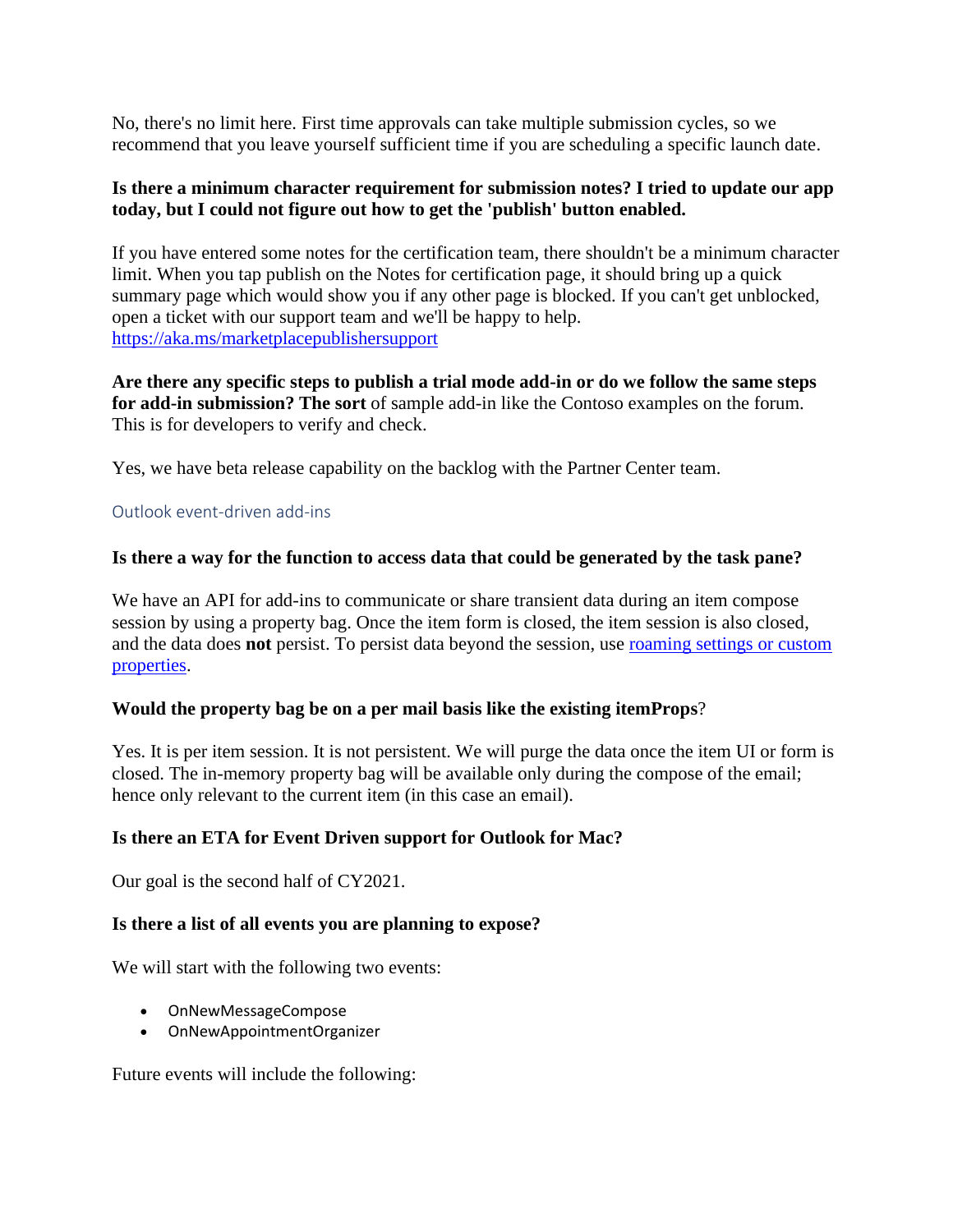No, there's no limit here. First time approvals can take multiple submission cycles, so we recommend that you leave yourself sufficient time if you are scheduling a specific launch date.

**Is there a minimum character requirement for submission notes? I tried to update our app today, but I could not figure out how to get the 'publish' button enabled.**

If you have entered some notes for the certification team, there shouldn't be a minimum character limit. When you tap publish on the Notes for certification page, it should bring up a quick summary page which would show you if any other page is blocked. If you can't get unblocked, open a ticket with our support team and we'll be happy to help. [https://aka.ms/marketplacepublishersupport](https://aka.ms/marketplacepublishersupport)

**Are there any specific steps to publish a trial mode add-in or do we follow the same steps for add-in submission? The sort** of sample add-in like the Contoso examples on the forum. This is for developers to verify and check.

Yes, we have beta release capability on the backlog with the Partner Center team.

## Outlook event-driven add-ins

**Is there a way for the function to access data that could be generated by the task pane?**

We have an API for add-ins to communicate or share transient data during an item compose session by using a property bag. Once the item form is closed, the item session is also closed, and the data does **not** persist. To persist data beyond the session, use [roaming settings or custom properties](roaming settings or custom properties).

**Would the property bag be on a per mail basis like the existing itemProps**?

Yes. It is per item session. It is not persistent. We will purge the data once the item UI or form is closed. The in-memory property bag will be available only during the compose of the email; hence only relevant to the current item (in this case an email).

**Is there an ETA for Event Driven support for Outlook for Mac?**

Our goal is the second half of CY2021.

**Is there a list of all events you are planning to expose?**

We will start with the following two events:

- OnNewMessageCompose
- OnNewAppointmentOrganizer

Future events will include the following: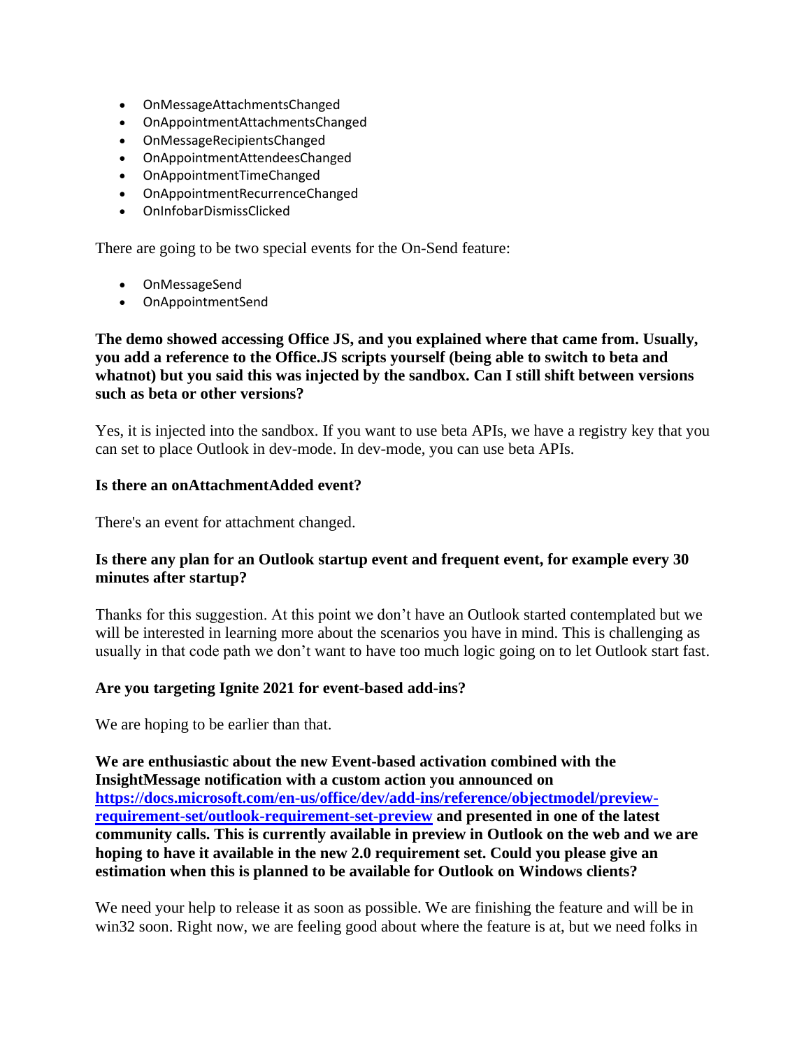- OnMessageAttachmentsChanged
- OnAppointmentAttachmentsChanged
- OnMessageRecipientsChanged
- OnAppointmentAttendeesChanged
- OnAppointmentTimeChanged
- OnAppointmentRecurrenceChanged
- OnInfobarDismissClicked

There are going to be two special events for the On-Send feature:

- OnMessageSend
- OnAppointmentSend

**The demo showed accessing Office JS, and you explained where that came from. Usually, you add a reference to the Office.JS scripts yourself (being able to switch to beta and whatnot) but you said this was injected by the sandbox. Can I still shift between versions such as beta or other versions?**

Yes, it is injected into the sandbox. If you want to use beta APIs, we have a registry key that you can set to place Outlook in dev-mode. In dev-mode, you can use beta APIs.

**Is there an onAttachmentAdded event?**

There's an event for attachment changed.

**Is there any plan for an Outlook startup event and frequent event, for example every 30 minutes after startup?**

Thanks for this suggestion. At this point we don't have an Outlook started contemplated but we will be interested in learning more about the scenarios you have in mind. This is challenging as usually in that code path we don't want to have too much logic going on to let Outlook start fast.

**Are you targeting Ignite 2021 for event-based add-ins?**

We are hoping to be earlier than that.

**We are enthusiastic about the new Event-based activation combined with the InsightMessage notification with a custom action you announced on [https://docs.microsoft.com/en-us/office/dev/add-ins/reference/objectmodel/preview-requirement-set/outlook-requirement-set-preview](https://docs.microsoft.com/en-us/office/dev/add-ins/reference/objectmodel/preview-requirement-set/outlook-requirement-set-preview) and presented in one of the latest community calls. This is currently available in preview in Outlook on the web and we are hoping to have it available in the new 2.0 requirement set. Could you please give an estimation when this is planned to be available for Outlook on Windows clients?**

We need your help to release it as soon as possible. We are finishing the feature and will be in win32 soon. Right now, we are feeling good about where the feature is at, but we need folks in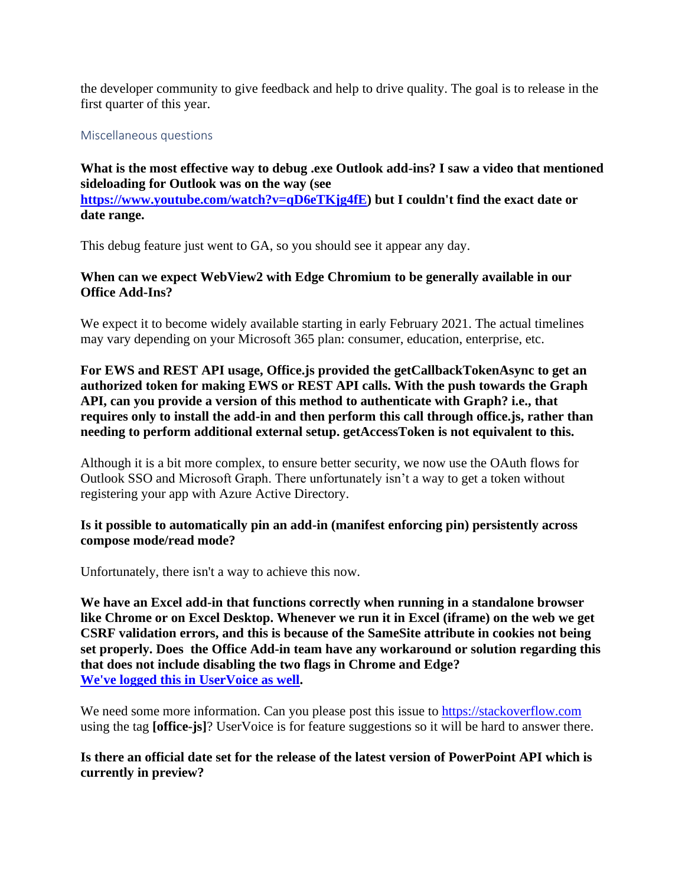the developer community to give feedback and help to drive quality. The goal is to release in the first quarter of this year.

### Miscellaneous questions

**What is the most effective way to debug .exe Outlook add-ins? I saw a video that mentioned sideloading for Outlook was on the way (see [https://www.youtube.com/watch?v=qD6eTKjg4fE](https://www.youtube.com/watch?v=qD6eTKjg4fE)) but I couldn't find the exact date or date range.**

This debug feature just went to GA, so you should see it appear any day.

**When can we expect WebView2 with Edge Chromium to be generally available in our Office Add-Ins?**

We expect it to become widely available starting in early February 2021. The actual timelines may vary depending on your Microsoft 365 plan: consumer, education, enterprise, etc.

**For EWS and REST API usage, Office.js provided the getCallbackTokenAsync to get an authorized token for making EWS or REST API calls. With the push towards the Graph API, can you provide a version of this method to authenticate with Graph? i.e., that requires only to install the add-in and then perform this call through office.js, rather than needing to perform additional external setup. getAccessToken is not equivalent to this.**

Although it is a bit more complex, to ensure better security, we now use the OAuth flows for Outlook SSO and Microsoft Graph. There unfortunately isn't a way to get a token without registering your app with Azure Active Directory.

**Is it possible to automatically pin an add-in (manifest enforcing pin) persistently across compose mode/read mode?**

Unfortunately, there isn't a way to achieve this now.

**We have an Excel add-in that functions correctly when running in a standalone browser like Chrome or on Excel Desktop. Whenever we run it in Excel (iframe) on the web we get CSRF validation errors, and this is because of the SameSite attribute in cookies not being set properly. Does the Office Add-in team have any workaround or solution regarding this that does not include disabling the two flags in Chrome and Edge? We've logged this in UserVoice as well.**

We need some more information. Can you please post this issue to [https://stackoverflow.com](https://stackoverflow.com) using the tag **[office-js]**? UserVoice is for feature suggestions so it will be hard to answer there.

**Is there an official date set for the release of the latest version of PowerPoint API which is currently in preview?**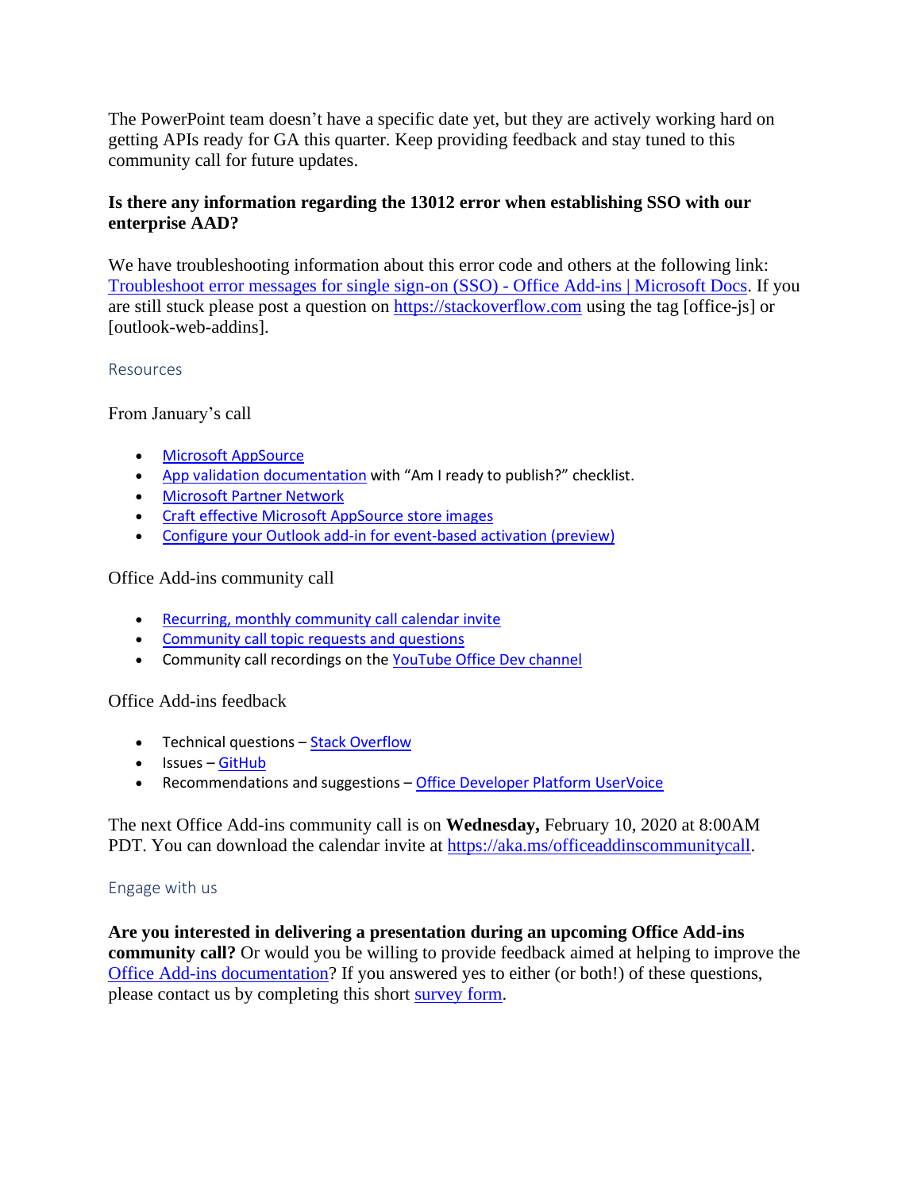The PowerPoint team doesn't have a specific date yet, but they are actively working hard on getting APIs ready for GA this quarter. Keep providing feedback and stay tuned to this community call for future updates.

**Is there any information regarding the 13012 error when establishing SSO with our enterprise AAD?**

We have troubleshooting information about this error code and others at the following link: Troubleshoot error messages for single sign-on (SSO) - Office Add-ins | Microsoft Docs. If you are still stuck please post a question on https://stackoverflow.com using the tag [office-js] or [outlook-web-addins].

## Resources

From January's call

- Microsoft AppSource
- App validation documentation with "Am I ready to publish?" checklist.
- Microsoft Partner Network
- Craft effective Microsoft AppSource store images
- Configure your Outlook add-in for event-based activation (preview)

Office Add-ins community call

- Recurring, monthly community call calendar invite
- Community call topic requests and questions
- Community call recordings on the YouTube Office Dev channel

Office Add-ins feedback

- Technical questions – Stack Overflow
- Issues – GitHub
- Recommendations and suggestions – Office Developer Platform UserVoice

The next Office Add-ins community call is on **Wednesday,** February 10, 2020 at 8:00AM PDT. You can download the calendar invite at https://aka.ms/officeaddinscommunitycall.

## Engage with us

**Are you interested in delivering a presentation during an upcoming Office Add-ins community call?** Or would you be willing to provide feedback aimed at helping to improve the Office Add-ins documentation? If you answered yes to either (or both!) of these questions, please contact us by completing this short survey form.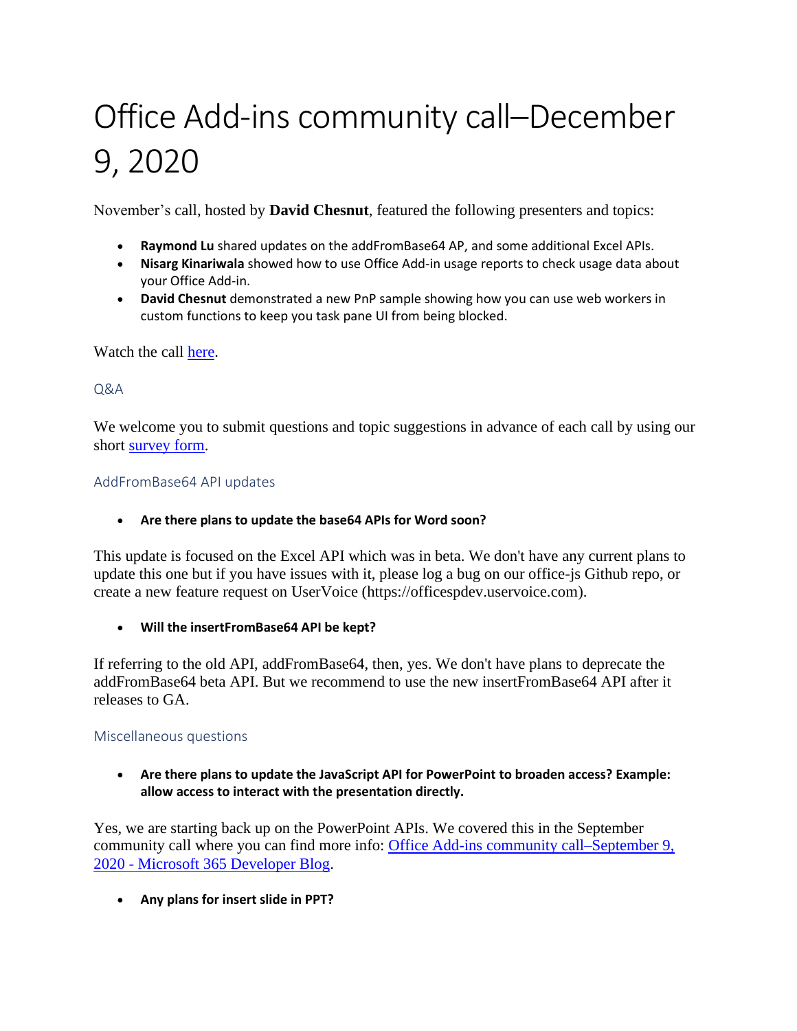# Office Add-ins community call–December 9, 2020

November's call, hosted by **David Chesnut**, featured the following presenters and topics:

- **Raymond Lu** shared updates on the addFromBase64 AP, and some additional Excel APIs.
- **Nisarg Kinariwala** showed how to use Office Add-in usage reports to check usage data about your Office Add-in.
- **David Chesnut** demonstrated a new PnP sample showing how you can use web workers in custom functions to keep you task pane UI from being blocked.

Watch the call here.

### Q&A

We welcome you to submit questions and topic suggestions in advance of each call by using our short survey form.

### AddFromBase64 API updates

- **Are there plans to update the base64 APIs for Word soon?**

This update is focused on the Excel API which was in beta. We don't have any current plans to update this one but if you have issues with it, please log a bug on our office-js Github repo, or create a new feature request on UserVoice (https://officespdev.uservoice.com).

- **Will the insertFromBase64 API be kept?**

If referring to the old API, addFromBase64, then, yes. We don't have plans to deprecate the addFromBase64 beta API. But we recommend to use the new insertFromBase64 API after it releases to GA.

### Miscellaneous questions

- **Are there plans to update the JavaScript API for PowerPoint to broaden access? Example: allow access to interact with the presentation directly.**

Yes, we are starting back up on the PowerPoint APIs. We covered this in the September community call where you can find more info: Office Add-ins community call–September 9, 2020 - Microsoft 365 Developer Blog.

- **Any plans for insert slide in PPT?**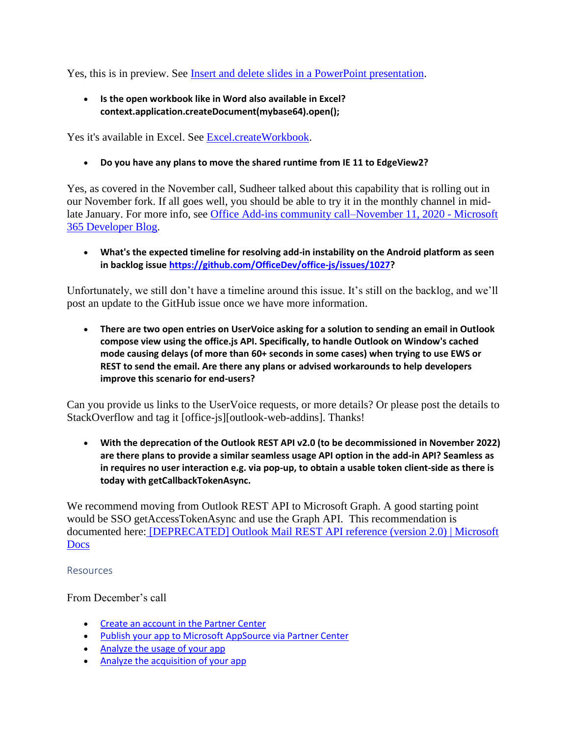Yes, this is in preview. See [Insert and delete slides in a PowerPoint presentation](#).

- **Is the open workbook like in Word also available in Excel? context.application.createDocument(mybase64).open();**

Yes it's available in Excel. See [Excel.createWorkbook](#).

- **Do you have any plans to move the shared runtime from IE 11 to EdgeView2?**

Yes, as covered in the November call, Sudheer talked about this capability that is rolling out in our November fork. If all goes well, you should be able to try it in the monthly channel in mid-late January. For more info, see [Office Add-ins community call–November 11, 2020 - Microsoft 365 Developer Blog](#).

- **What's the expected timeline for resolving add-in instability on the Android platform as seen in backlog issue [https://github.com/OfficeDev/office-js/issues/1027](https://github.com/OfficeDev/office-js/issues/1027)?**

Unfortunately, we still don't have a timeline around this issue. It's still on the backlog, and we'll post an update to the GitHub issue once we have more information.

- **There are two open entries on UserVoice asking for a solution to sending an email in Outlook compose view using the office.js API. Specifically, to handle Outlook on Window's cached mode causing delays (of more than 60+ seconds in some cases) when trying to use EWS or REST to send the email. Are there any plans or advised workarounds to help developers improve this scenario for end-users?**

Can you provide us links to the UserVoice requests, or more details? Or please post the details to StackOverflow and tag it [office-js][outlook-web-addins]. Thanks!

- **With the deprecation of the Outlook REST API v2.0 (to be decommissioned in November 2022) are there plans to provide a similar seamless usage API option in the add-in API? Seamless as in requires no user interaction e.g. via pop-up, to obtain a usable token client-side as there is today with getCallbackTokenAsync.**

We recommend moving from Outlook REST API to Microsoft Graph. A good starting point would be SSO getAccessTokenAsync and use the Graph API. This recommendation is documented here: [[DEPRECATED] Outlook Mail REST API reference (version 2.0) | Microsoft Docs](#)

## Resources

From December's call

- [Create an account in the Partner Center](#)
- [Publish your app to Microsoft AppSource via Partner Center](#)
- [Analyze the usage of your app](#)
- [Analyze the acquisition of your app](#)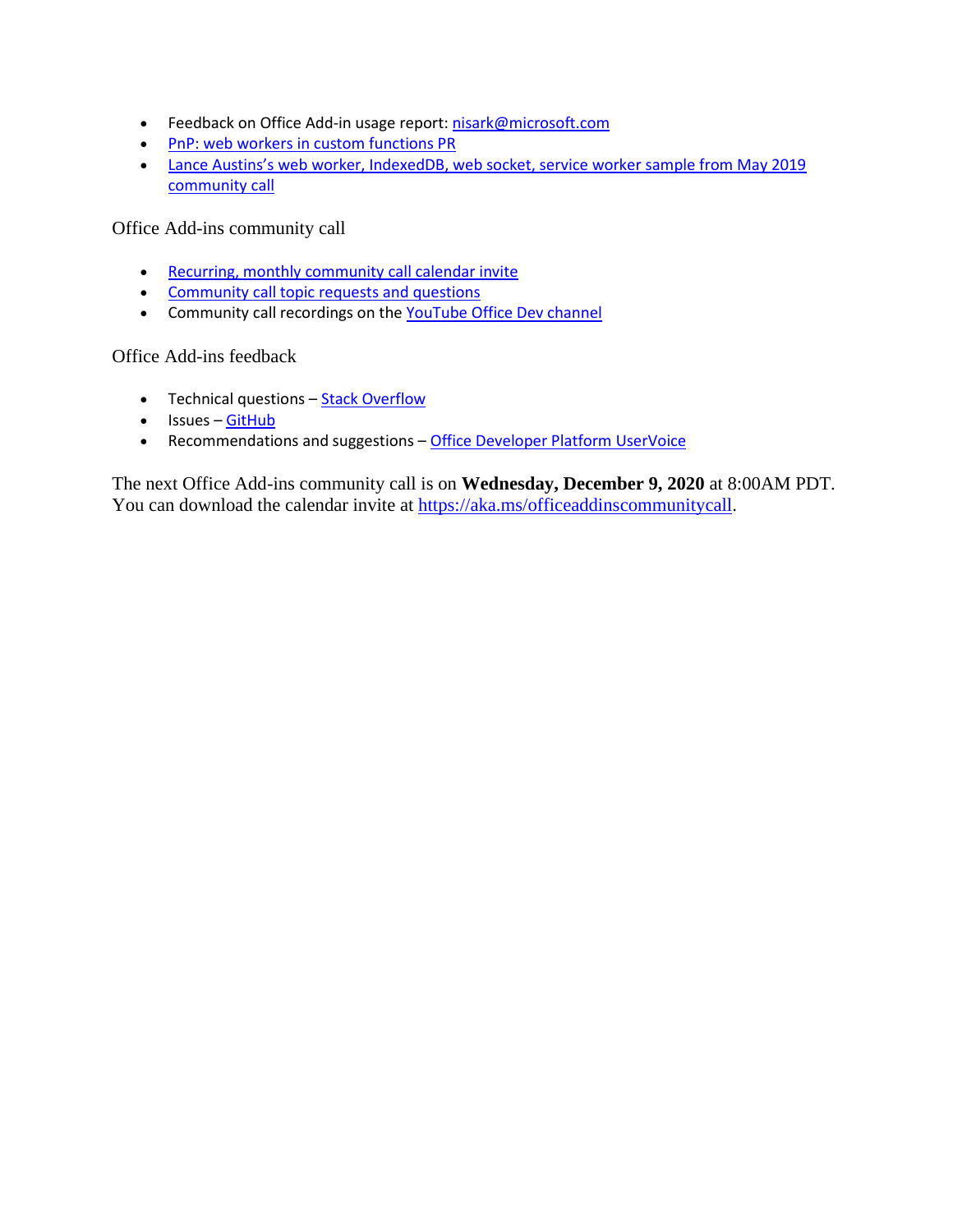- Feedback on Office Add-in usage report: nisark@microsoft.com
- PnP: web workers in custom functions PR
- Lance Austins's web worker, IndexedDB, web socket, service worker sample from May 2019 community call

## Office Add-ins community call

- Recurring, monthly community call calendar invite
- Community call topic requests and questions
- Community call recordings on the YouTube Office Dev channel

## Office Add-ins feedback

- Technical questions – Stack Overflow
- Issues – GitHub
- Recommendations and suggestions – Office Developer Platform UserVoice

The next Office Add-ins community call is on **Wednesday, December 9, 2020** at 8:00AM PDT. You can download the calendar invite at https://aka.ms/officeaddinscommunitycall.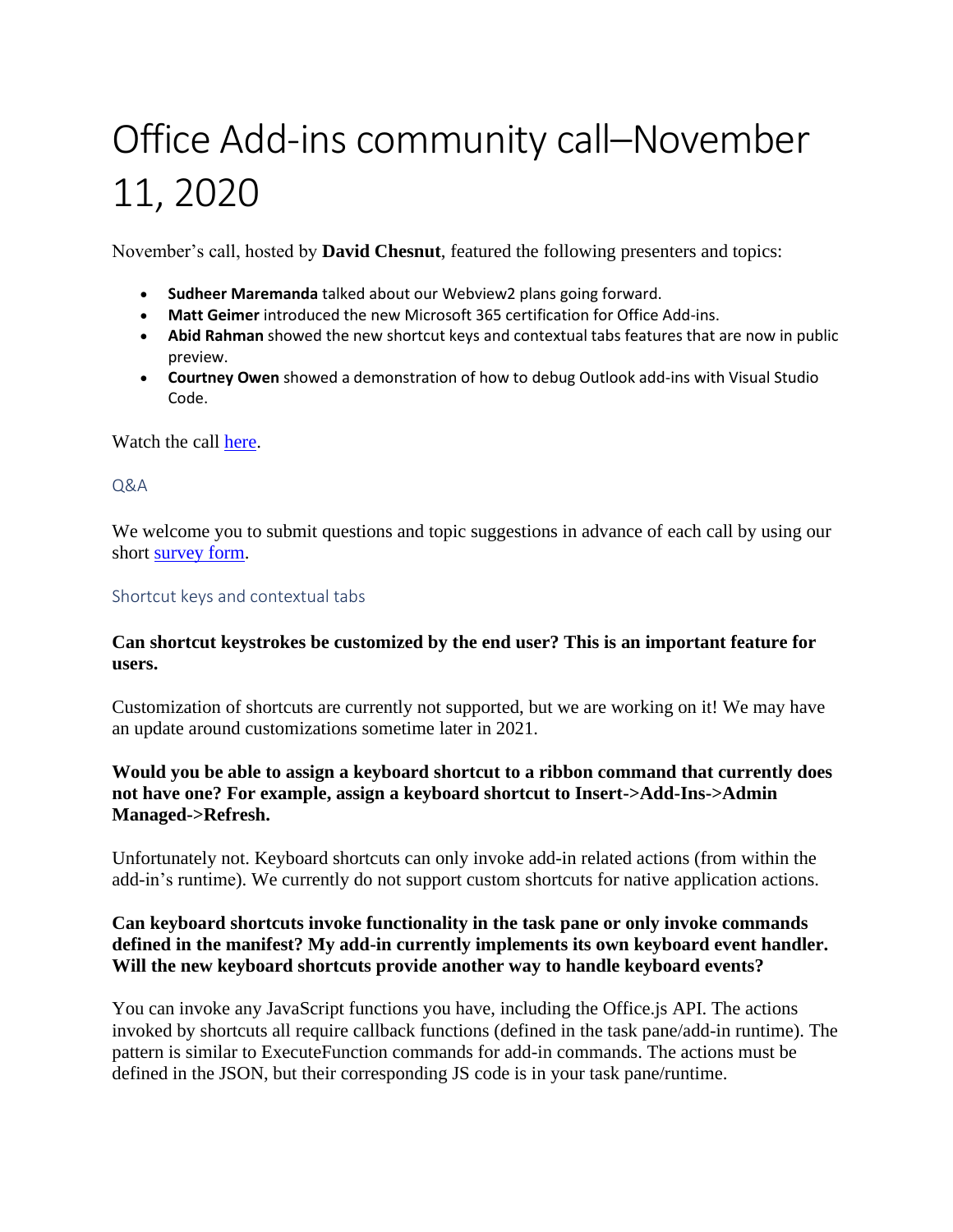# Office Add-ins community call–November 11, 2020

November's call, hosted by **David Chesnut**, featured the following presenters and topics:

- **Sudheer Maremanda** talked about our Webview2 plans going forward.
- **Matt Geimer** introduced the new Microsoft 365 certification for Office Add-ins.
- **Abid Rahman** showed the new shortcut keys and contextual tabs features that are now in public preview.
- **Courtney Owen** showed a demonstration of how to debug Outlook add-ins with Visual Studio Code.

Watch the call [here]().

## Q&A

We welcome you to submit questions and topic suggestions in advance of each call by using our short [survey form]().

### Shortcut keys and contextual tabs

**Can shortcut keystrokes be customized by the end user? This is an important feature for users.**

Customization of shortcuts are currently not supported, but we are working on it! We may have an update around customizations sometime later in 2021.

**Would you be able to assign a keyboard shortcut to a ribbon command that currently does not have one? For example, assign a keyboard shortcut to Insert->Add-Ins->Admin Managed->Refresh.**

Unfortunately not. Keyboard shortcuts can only invoke add-in related actions (from within the add-in's runtime). We currently do not support custom shortcuts for native application actions.

**Can keyboard shortcuts invoke functionality in the task pane or only invoke commands defined in the manifest? My add-in currently implements its own keyboard event handler. Will the new keyboard shortcuts provide another way to handle keyboard events?**

You can invoke any JavaScript functions you have, including the Office.js API. The actions invoked by shortcuts all require callback functions (defined in the task pane/add-in runtime). The pattern is similar to ExecuteFunction commands for add-in commands. The actions must be defined in the JSON, but their corresponding JS code is in your task pane/runtime.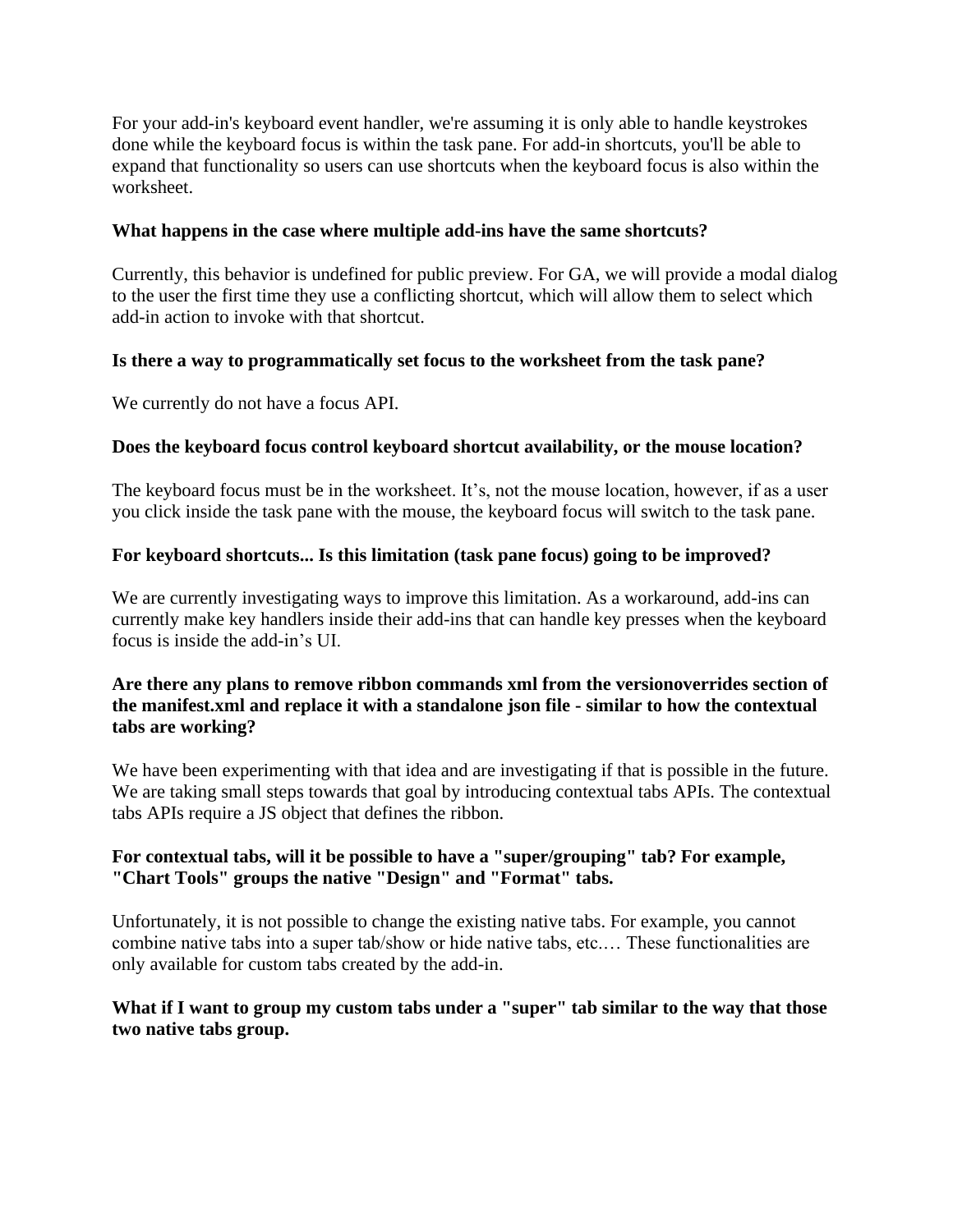For your add-in's keyboard event handler, we're assuming it is only able to handle keystrokes done while the keyboard focus is within the task pane. For add-in shortcuts, you'll be able to expand that functionality so users can use shortcuts when the keyboard focus is also within the worksheet.

**What happens in the case where multiple add-ins have the same shortcuts?**

Currently, this behavior is undefined for public preview. For GA, we will provide a modal dialog to the user the first time they use a conflicting shortcut, which will allow them to select which add-in action to invoke with that shortcut.

**Is there a way to programmatically set focus to the worksheet from the task pane?**

We currently do not have a focus API.

**Does the keyboard focus control keyboard shortcut availability, or the mouse location?**

The keyboard focus must be in the worksheet. It's, not the mouse location, however, if as a user you click inside the task pane with the mouse, the keyboard focus will switch to the task pane.

**For keyboard shortcuts... Is this limitation (task pane focus) going to be improved?**

We are currently investigating ways to improve this limitation. As a workaround, add-ins can currently make key handlers inside their add-ins that can handle key presses when the keyboard focus is inside the add-in's UI.

**Are there any plans to remove ribbon commands xml from the versionoverrides section of the manifest.xml and replace it with a standalone json file - similar to how the contextual tabs are working?**

We have been experimenting with that idea and are investigating if that is possible in the future. We are taking small steps towards that goal by introducing contextual tabs APIs. The contextual tabs APIs require a JS object that defines the ribbon.

**For contextual tabs, will it be possible to have a "super/grouping" tab? For example, "Chart Tools" groups the native "Design" and "Format" tabs.**

Unfortunately, it is not possible to change the existing native tabs. For example, you cannot combine native tabs into a super tab/show or hide native tabs, etc.… These functionalities are only available for custom tabs created by the add-in.

**What if I want to group my custom tabs under a "super" tab similar to the way that those two native tabs group.**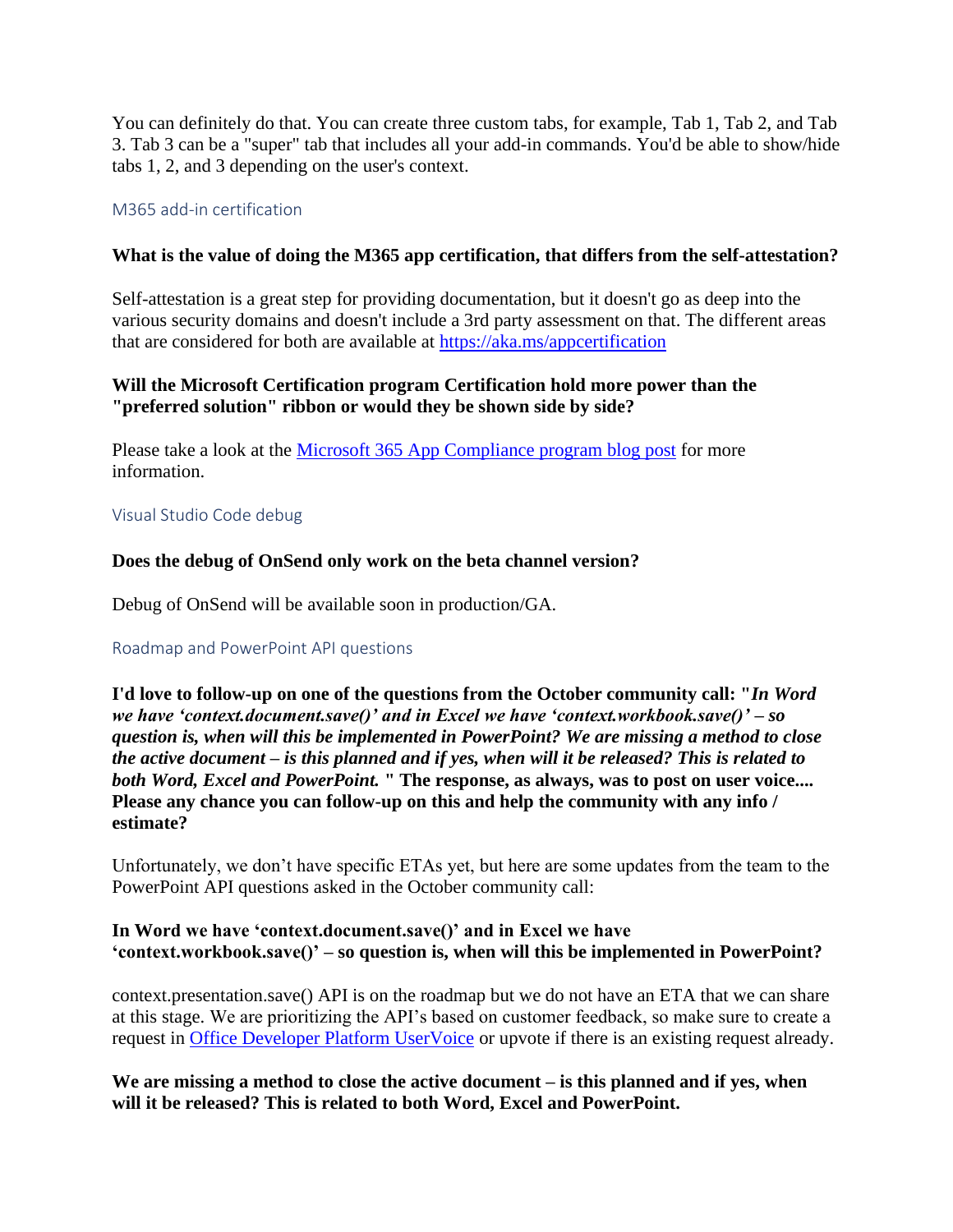You can definitely do that. You can create three custom tabs, for example, Tab 1, Tab 2, and Tab 3. Tab 3 can be a "super" tab that includes all your add-in commands. You'd be able to show/hide tabs 1, 2, and 3 depending on the user's context.

## M365 add-in certification

**What is the value of doing the M365 app certification, that differs from the self-attestation?**

Self-attestation is a great step for providing documentation, but it doesn't go as deep into the various security domains and doesn't include a 3rd party assessment on that. The different areas that are considered for both are available at [https://aka.ms/appcertification](https://aka.ms/appcertification)

**Will the Microsoft Certification program Certification hold more power than the "preferred solution" ribbon or would they be shown side by side?**

Please take a look at the [Microsoft 365 App Compliance program blog post](#) for more information.

## Visual Studio Code debug

**Does the debug of OnSend only work on the beta channel version?**

Debug of OnSend will be available soon in production/GA.

## Roadmap and PowerPoint API questions

**I'd love to follow-up on one of the questions from the October community call: "*In Word we have 'context.document.save()' and in Excel we have 'context.workbook.save()' – so question is, when will this be implemented in PowerPoint? We are missing a method to close the active document – is this planned and if yes, when will it be released? This is related to both Word, Excel and PowerPoint.* " The response, as always, was to post on user voice.... Please any chance you can follow-up on this and help the community with any info / estimate?**

Unfortunately, we don't have specific ETAs yet, but here are some updates from the team to the PowerPoint API questions asked in the October community call:

**In Word we have 'context.document.save()' and in Excel we have 'context.workbook.save()' – so question is, when will this be implemented in PowerPoint?**

context.presentation.save() API is on the roadmap but we do not have an ETA that we can share at this stage. We are prioritizing the API's based on customer feedback, so make sure to create a request in [Office Developer Platform UserVoice](#) or upvote if there is an existing request already.

**We are missing a method to close the active document – is this planned and if yes, when will it be released? This is related to both Word, Excel and PowerPoint.**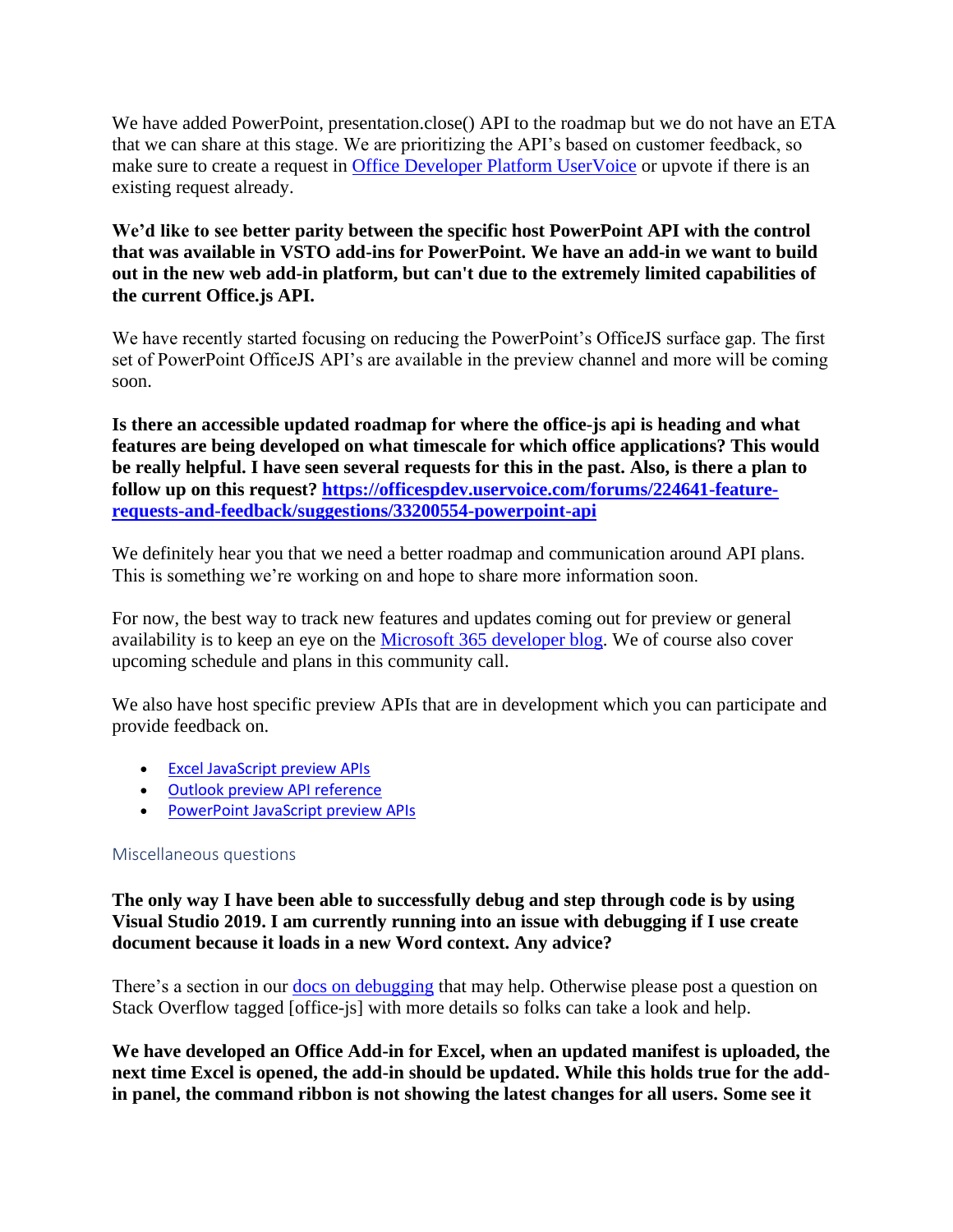We have added PowerPoint, presentation.close() API to the roadmap but we do not have an ETA that we can share at this stage. We are prioritizing the API's based on customer feedback, so make sure to create a request in [Office Developer Platform UserVoice]() or upvote if there is an existing request already.

**We'd like to see better parity between the specific host PowerPoint API with the control that was available in VSTO add-ins for PowerPoint. We have an add-in we want to build out in the new web add-in platform, but can't due to the extremely limited capabilities of the current Office.js API.**

We have recently started focusing on reducing the PowerPoint's OfficeJS surface gap. The first set of PowerPoint OfficeJS API's are available in the preview channel and more will be coming soon.

**Is there an accessible updated roadmap for where the office-js api is heading and what features are being developed on what timescale for which office applications? This would be really helpful. I have seen several requests for this in the past. Also, is there a plan to follow up on this request? [https://officespdev.uservoice.com/forums/224641-feature-requests-and-feedback/suggestions/33200554-powerpoint-api](https://officespdev.uservoice.com/forums/224641-feature-requests-and-feedback/suggestions/33200554-powerpoint-api)**

We definitely hear you that we need a better roadmap and communication around API plans. This is something we're working on and hope to share more information soon.

For now, the best way to track new features and updates coming out for preview or general availability is to keep an eye on the [Microsoft 365 developer blog](). We of course also cover upcoming schedule and plans in this community call.

We also have host specific preview APIs that are in development which you can participate and provide feedback on.

- [Excel JavaScript preview APIs]()
- [Outlook preview API reference]()
- [PowerPoint JavaScript preview APIs]()

## Miscellaneous questions

**The only way I have been able to successfully debug and step through code is by using Visual Studio 2019. I am currently running into an issue with debugging if I use create document because it loads in a new Word context. Any advice?**

There's a section in our [docs on debugging]() that may help. Otherwise please post a question on Stack Overflow tagged [office-js] with more details so folks can take a look and help.

**We have developed an Office Add-in for Excel, when an updated manifest is uploaded, the next time Excel is opened, the add-in should be updated. While this holds true for the add-in panel, the command ribbon is not showing the latest changes for all users. Some see it**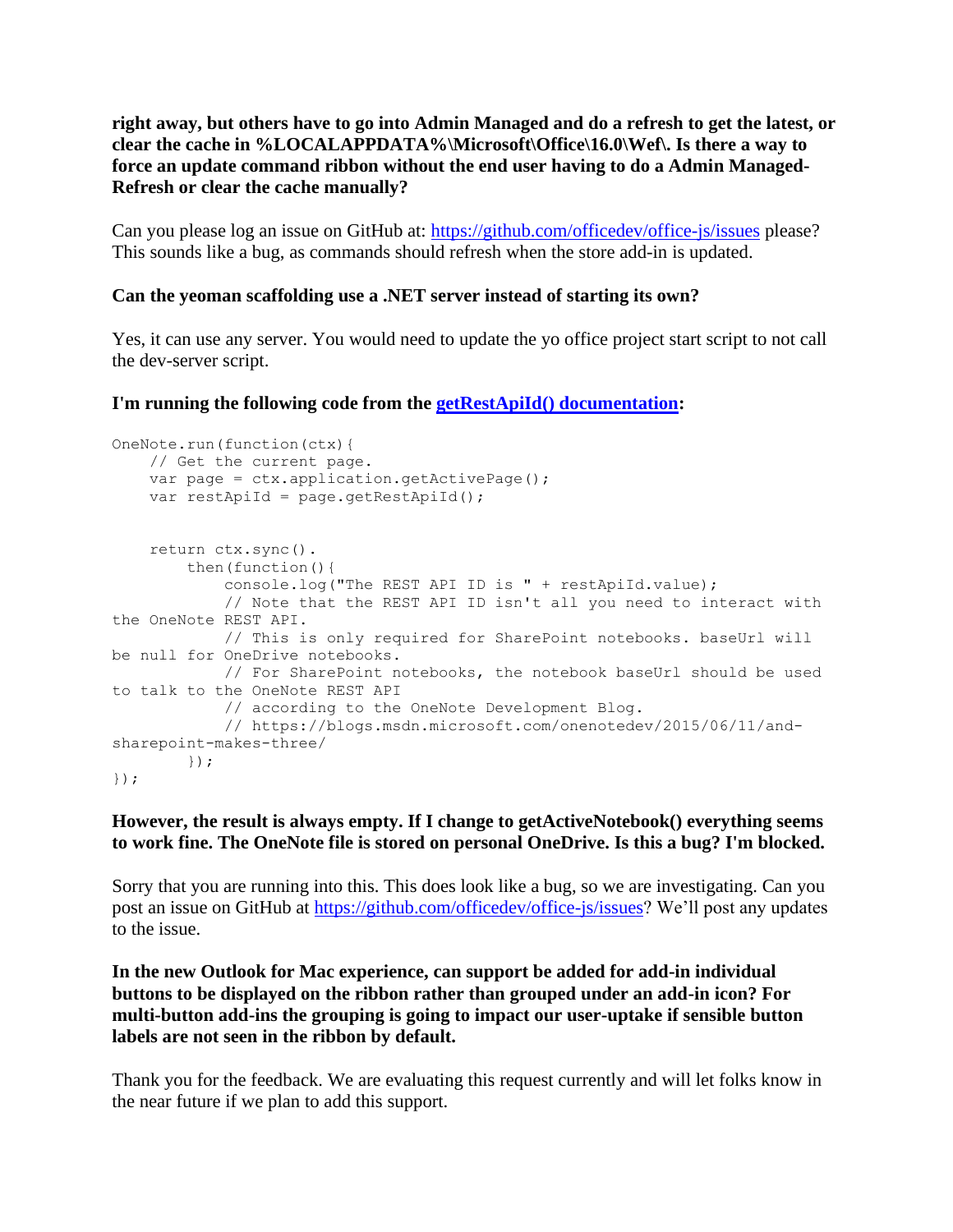**right away, but others have to go into Admin Managed and do a refresh to get the latest, or clear the cache in %LOCALAPPDATA%\Microsoft\Office\16.0\Wef\. Is there a way to force an update command ribbon without the end user having to do a Admin Managed-Refresh or clear the cache manually?**

Can you please log an issue on GitHub at: [https://github.com/officedev/office-js/issues](https://github.com/officedev/office-js/issues) please? This sounds like a bug, as commands should refresh when the store add-in is updated.

**Can the yeoman scaffolding use a .NET server instead of starting its own?**

Yes, it can use any server. You would need to update the yo office project start script to not call the dev-server script.

**I'm running the following code from the [getRestApiId() documentation](#):**

```
OneNote.run(function(ctx){
    // Get the current page.
    var page = ctx.application.getActivePage();
    var restApiId = page.getRestApiId();


    return ctx.sync().
        then(function(){
            console.log("The REST API ID is " + restApiId.value);
            // Note that the REST API ID isn't all you need to interact with
the OneNote REST API.
            // This is only required for SharePoint notebooks. baseUrl will
be null for OneDrive notebooks.
            // For SharePoint notebooks, the notebook baseUrl should be used
to talk to the OneNote REST API
            // according to the OneNote Development Blog.
            // https://blogs.msdn.microsoft.com/onenotedev/2015/06/11/and-
sharepoint-makes-three/
        });
});
```

**However, the result is always empty. If I change to getActiveNotebook() everything seems to work fine. The OneNote file is stored on personal OneDrive. Is this a bug? I'm blocked.**

Sorry that you are running into this. This does look like a bug, so we are investigating. Can you post an issue on GitHub at [https://github.com/officedev/office-js/issues](https://github.com/officedev/office-js/issues)? We'll post any updates to the issue.

**In the new Outlook for Mac experience, can support be added for add-in individual buttons to be displayed on the ribbon rather than grouped under an add-in icon? For multi-button add-ins the grouping is going to impact our user-uptake if sensible button labels are not seen in the ribbon by default.**

Thank you for the feedback. We are evaluating this request currently and will let folks know in the near future if we plan to add this support.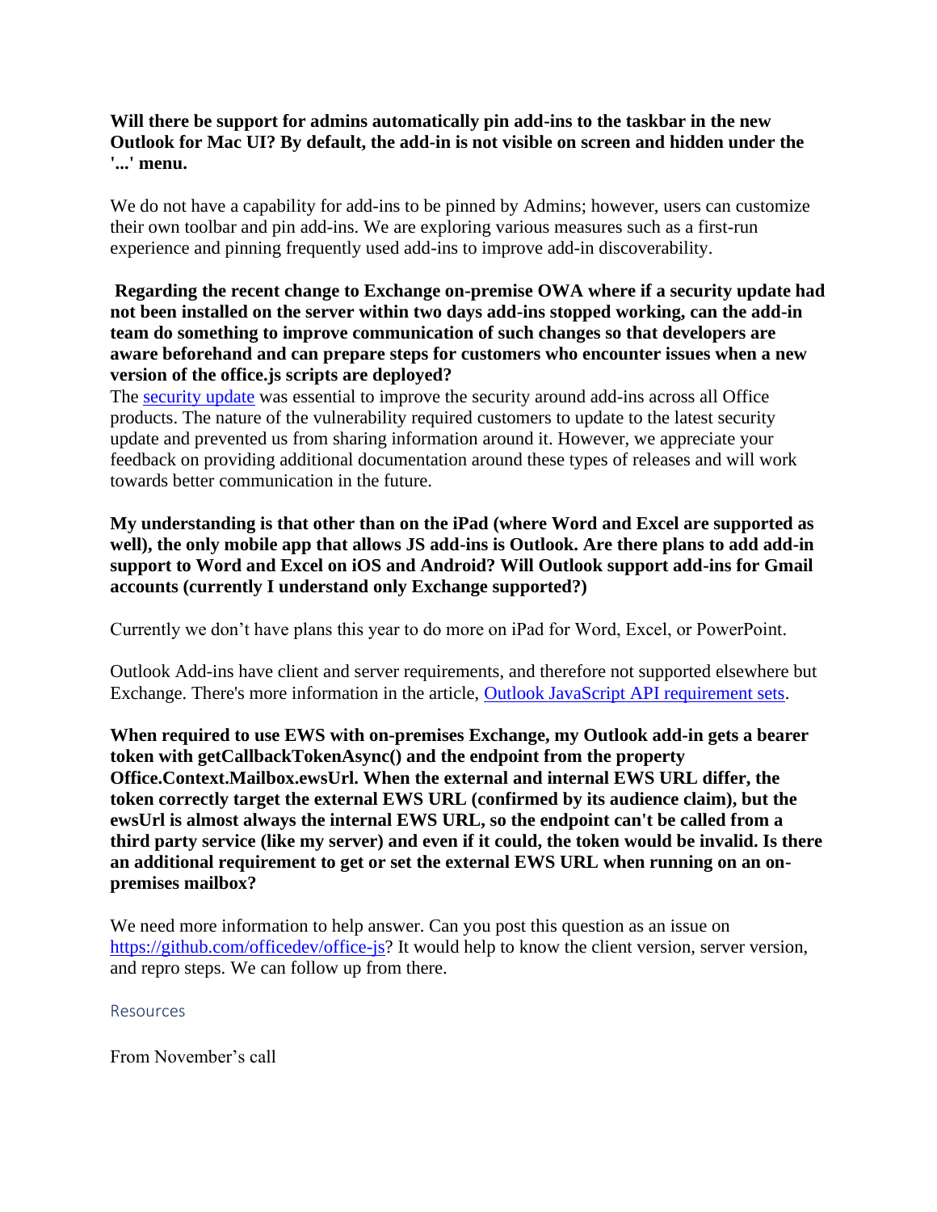**Will there be support for admins automatically pin add-ins to the taskbar in the new Outlook for Mac UI? By default, the add-in is not visible on screen and hidden under the '...' menu.**

We do not have a capability for add-ins to be pinned by Admins; however, users can customize their own toolbar and pin add-ins. We are exploring various measures such as a first-run experience and pinning frequently used add-ins to improve add-in discoverability.

**Regarding the recent change to Exchange on-premise OWA where if a security update had not been installed on the server within two days add-ins stopped working, can the add-in team do something to improve communication of such changes so that developers are aware beforehand and can prepare steps for customers who encounter issues when a new version of the office.js scripts are deployed?**

The security update was essential to improve the security around add-ins across all Office products. The nature of the vulnerability required customers to update to the latest security update and prevented us from sharing information around it. However, we appreciate your feedback on providing additional documentation around these types of releases and will work towards better communication in the future.

**My understanding is that other than on the iPad (where Word and Excel are supported as well), the only mobile app that allows JS add-ins is Outlook. Are there plans to add add-in support to Word and Excel on iOS and Android? Will Outlook support add-ins for Gmail accounts (currently I understand only Exchange supported?)**

Currently we don't have plans this year to do more on iPad for Word, Excel, or PowerPoint.

Outlook Add-ins have client and server requirements, and therefore not supported elsewhere but Exchange. There's more information in the article, Outlook JavaScript API requirement sets.

**When required to use EWS with on-premises Exchange, my Outlook add-in gets a bearer token with getCallbackTokenAsync() and the endpoint from the property Office.Context.Mailbox.ewsUrl. When the external and internal EWS URL differ, the token correctly target the external EWS URL (confirmed by its audience claim), but the ewsUrl is almost always the internal EWS URL, so the endpoint can't be called from a third party service (like my server) and even if it could, the token would be invalid. Is there an additional requirement to get or set the external EWS URL when running on an on-premises mailbox?**

We need more information to help answer. Can you post this question as an issue on https://github.com/officedev/office-js? It would help to know the client version, server version, and repro steps. We can follow up from there.

## Resources

From November's call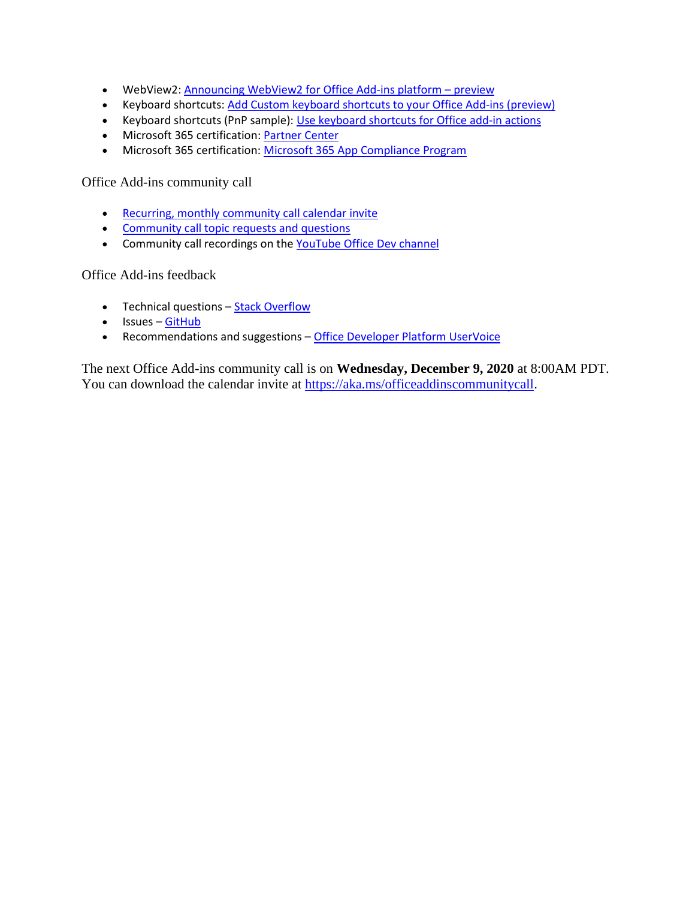- WebView2: Announcing WebView2 for Office Add-ins platform – preview
- Keyboard shortcuts: Add Custom keyboard shortcuts to your Office Add-ins (preview)
- Keyboard shortcuts (PnP sample): Use keyboard shortcuts for Office add-in actions
- Microsoft 365 certification: Partner Center
- Microsoft 365 certification: Microsoft 365 App Compliance Program

## Office Add-ins community call

- Recurring, monthly community call calendar invite
- Community call topic requests and questions
- Community call recordings on the YouTube Office Dev channel

## Office Add-ins feedback

- Technical questions – Stack Overflow
- Issues – GitHub
- Recommendations and suggestions – Office Developer Platform UserVoice

The next Office Add-ins community call is on **Wednesday, December 9, 2020** at 8:00AM PDT. You can download the calendar invite at https://aka.ms/officeaddinscommunitycall.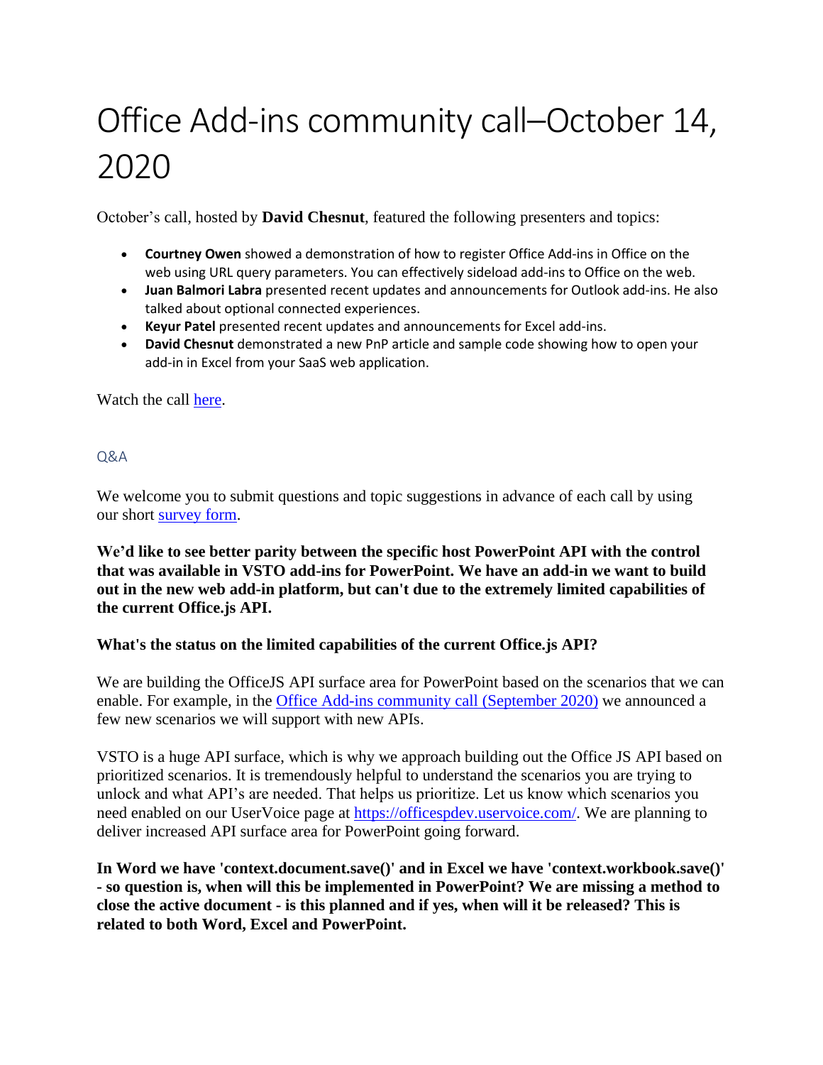# Office Add-ins community call–October 14, 2020

October's call, hosted by **David Chesnut**, featured the following presenters and topics:

- **Courtney Owen** showed a demonstration of how to register Office Add-ins in Office on the web using URL query parameters. You can effectively sideload add-ins to Office on the web.
- **Juan Balmori Labra** presented recent updates and announcements for Outlook add-ins. He also talked about optional connected experiences.
- **Keyur Patel** presented recent updates and announcements for Excel add-ins.
- **David Chesnut** demonstrated a new PnP article and sample code showing how to open your add-in in Excel from your SaaS web application.

Watch the call [here](#).

## Q&A

We welcome you to submit questions and topic suggestions in advance of each call by using our short [survey form](#).

**We'd like to see better parity between the specific host PowerPoint API with the control that was available in VSTO add-ins for PowerPoint. We have an add-in we want to build out in the new web add-in platform, but can't due to the extremely limited capabilities of the current Office.js API.**

**What's the status on the limited capabilities of the current Office.js API?**

We are building the OfficeJS API surface area for PowerPoint based on the scenarios that we can enable. For example, in the [Office Add-ins community call (September 2020)](#) we announced a few new scenarios we will support with new APIs.

VSTO is a huge API surface, which is why we approach building out the Office JS API based on prioritized scenarios. It is tremendously helpful to understand the scenarios you are trying to unlock and what API's are needed. That helps us prioritize. Let us know which scenarios you need enabled on our UserVoice page at [https://officespdev.uservoice.com/](https://officespdev.uservoice.com/). We are planning to deliver increased API surface area for PowerPoint going forward.

**In Word we have 'context.document.save()' and in Excel we have 'context.workbook.save()' - so question is, when will this be implemented in PowerPoint? We are missing a method to close the active document - is this planned and if yes, when will it be released? This is related to both Word, Excel and PowerPoint.**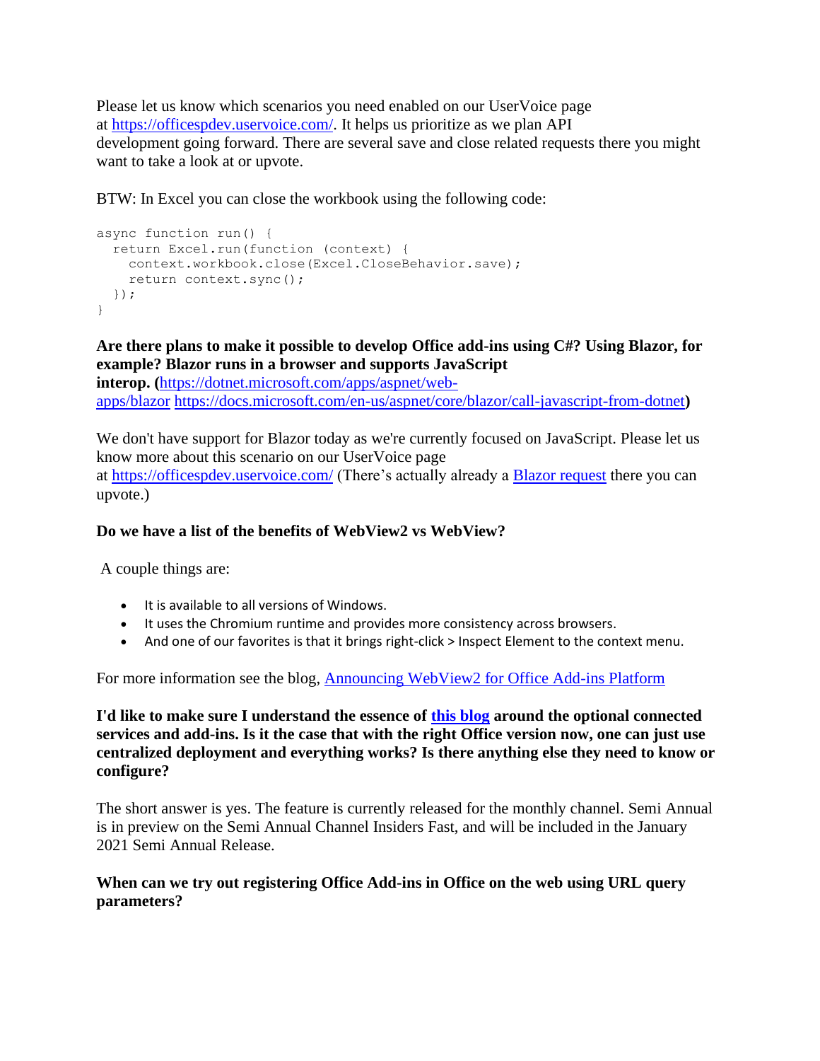Please let us know which scenarios you need enabled on our UserVoice page at [https://officespdev.uservoice.com/](https://officespdev.uservoice.com/). It helps us prioritize as we plan API development going forward. There are several save and close related requests there you might want to take a look at or upvote.

BTW: In Excel you can close the workbook using the following code:

```
async function run() {
  return Excel.run(function (context) {
    context.workbook.close(Excel.CloseBehavior.save);
    return context.sync();
  });
}
```

**Are there plans to make it possible to develop Office add-ins using C#? Using Blazor, for example? Blazor runs in a browser and supports JavaScript interop. (**[https://dotnet.microsoft.com/apps/aspnet/web-apps/blazor](https://dotnet.microsoft.com/apps/aspnet/web-apps/blazor) [https://docs.microsoft.com/en-us/aspnet/core/blazor/call-javascript-from-dotnet](https://docs.microsoft.com/en-us/aspnet/core/blazor/call-javascript-from-dotnet)**)**

We don't have support for Blazor today as we're currently focused on JavaScript. Please let us know more about this scenario on our UserVoice page at [https://officespdev.uservoice.com/](https://officespdev.uservoice.com/) (There's actually already a Blazor request there you can upvote.)

**Do we have a list of the benefits of WebView2 vs WebView?**

A couple things are:

- It is available to all versions of Windows.
- It uses the Chromium runtime and provides more consistency across browsers.
- And one of our favorites is that it brings right-click > Inspect Element to the context menu.

For more information see the blog, Announcing WebView2 for Office Add-ins Platform

**I'd like to make sure I understand the essence of this blog around the optional connected services and add-ins. Is it the case that with the right Office version now, one can just use centralized deployment and everything works? Is there anything else they need to know or configure?**

The short answer is yes. The feature is currently released for the monthly channel. Semi Annual is in preview on the Semi Annual Channel Insiders Fast, and will be included in the January 2021 Semi Annual Release.

**When can we try out registering Office Add-ins in Office on the web using URL query parameters?**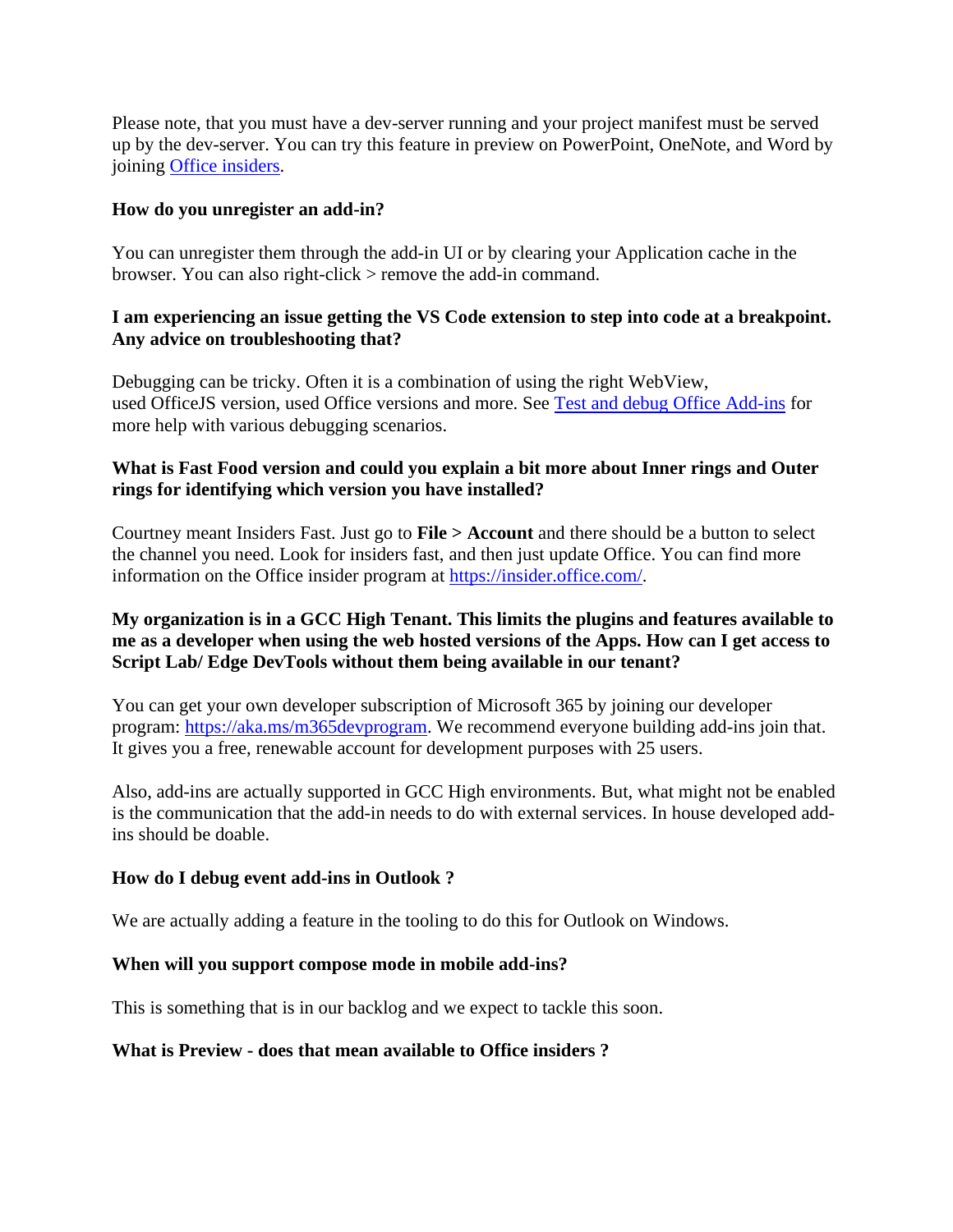Please note, that you must have a dev-server running and your project manifest must be served up by the dev-server. You can try this feature in preview on PowerPoint, OneNote, and Word by joining [Office insiders](https://insider.office.com/).

**How do you unregister an add-in?**

You can unregister them through the add-in UI or by clearing your Application cache in the browser. You can also right-click > remove the add-in command.

**I am experiencing an issue getting the VS Code extension to step into code at a breakpoint. Any advice on troubleshooting that?**

Debugging can be tricky. Often it is a combination of using the right WebView, used OfficeJS version, used Office versions and more. See [Test and debug Office Add-ins](Test and debug Office Add-ins) for more help with various debugging scenarios.

**What is Fast Food version and could you explain a bit more about Inner rings and Outer rings for identifying which version you have installed?**

Courtney meant Insiders Fast. Just go to **File > Account** and there should be a button to select the channel you need. Look for insiders fast, and then just update Office. You can find more information on the Office insider program at [https://insider.office.com/](https://insider.office.com/).

**My organization is in a GCC High Tenant. This limits the plugins and features available to me as a developer when using the web hosted versions of the Apps. How can I get access to Script Lab/ Edge DevTools without them being available in our tenant?**

You can get your own developer subscription of Microsoft 365 by joining our developer program: [https://aka.ms/m365devprogram](https://aka.ms/m365devprogram). We recommend everyone building add-ins join that. It gives you a free, renewable account for development purposes with 25 users.

Also, add-ins are actually supported in GCC High environments. But, what might not be enabled is the communication that the add-in needs to do with external services. In house developed add-ins should be doable.

**How do I debug event add-ins in Outlook ?**

We are actually adding a feature in the tooling to do this for Outlook on Windows.

**When will you support compose mode in mobile add-ins?**

This is something that is in our backlog and we expect to tackle this soon.

**What is Preview - does that mean available to Office insiders ?**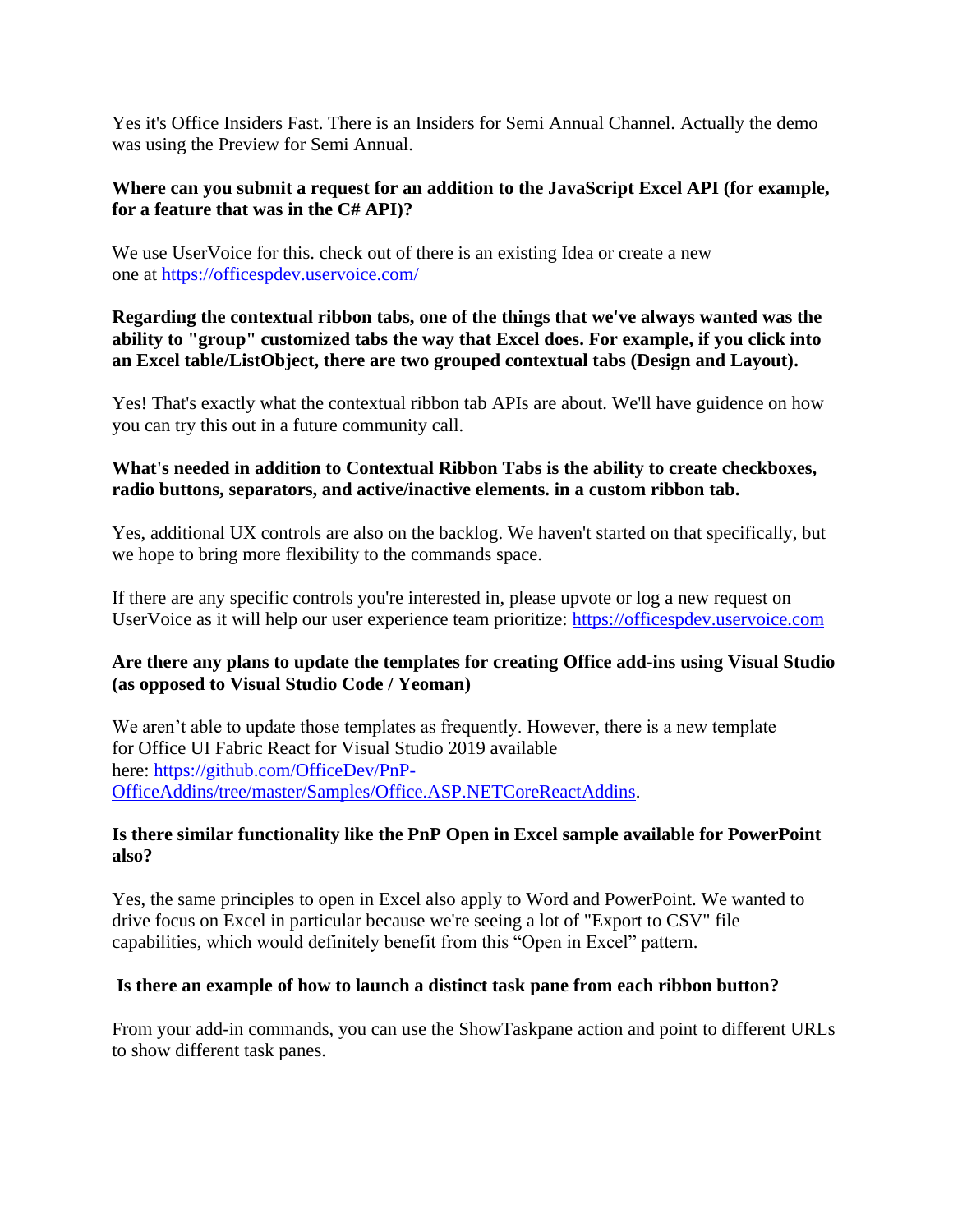Yes it's Office Insiders Fast. There is an Insiders for Semi Annual Channel. Actually the demo was using the Preview for Semi Annual.

**Where can you submit a request for an addition to the JavaScript Excel API (for example, for a feature that was in the C# API)?**

We use UserVoice for this. check out of there is an existing Idea or create a new one at https://officespdev.uservoice.com/

**Regarding the contextual ribbon tabs, one of the things that we've always wanted was the ability to "group" customized tabs the way that Excel does. For example, if you click into an Excel table/ListObject, there are two grouped contextual tabs (Design and Layout).**

Yes! That's exactly what the contextual ribbon tab APIs are about. We'll have guidence on how you can try this out in a future community call.

**What's needed in addition to Contextual Ribbon Tabs is the ability to create checkboxes, radio buttons, separators, and active/inactive elements. in a custom ribbon tab.**

Yes, additional UX controls are also on the backlog. We haven't started on that specifically, but we hope to bring more flexibility to the commands space.

If there are any specific controls you're interested in, please upvote or log a new request on UserVoice as it will help our user experience team prioritize: https://officespdev.uservoice.com

**Are there any plans to update the templates for creating Office add-ins using Visual Studio (as opposed to Visual Studio Code / Yeoman)**

We aren't able to update those templates as frequently. However, there is a new template for Office UI Fabric React for Visual Studio 2019 available here: https://github.com/OfficeDev/PnP-OfficeAddins/tree/master/Samples/Office.ASP.NETCoreReactAddins.

**Is there similar functionality like the PnP Open in Excel sample available for PowerPoint also?**

Yes, the same principles to open in Excel also apply to Word and PowerPoint. We wanted to drive focus on Excel in particular because we're seeing a lot of "Export to CSV" file capabilities, which would definitely benefit from this "Open in Excel" pattern.

**Is there an example of how to launch a distinct task pane from each ribbon button?**

From your add-in commands, you can use the ShowTaskpane action and point to different URLs to show different task panes.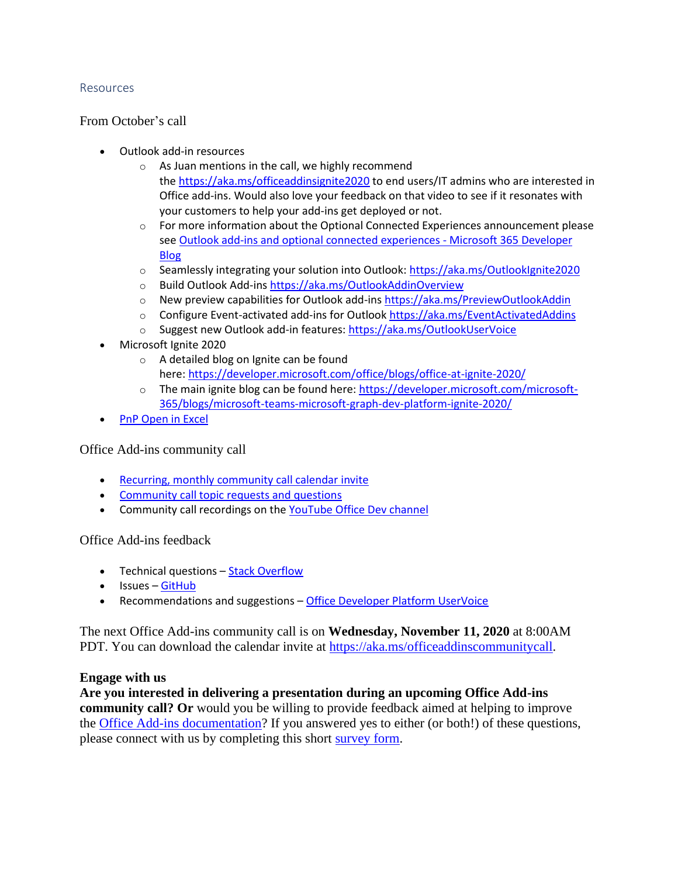## Resources

### From October's call

- Outlook add-in resources
  - As Juan mentions in the call, we highly recommend the https://aka.ms/officeaddinsignite2020 to end users/IT admins who are interested in Office add-ins. Would also love your feedback on that video to see if it resonates with your customers to help your add-ins get deployed or not.
  - For more information about the Optional Connected Experiences announcement please see Outlook add-ins and optional connected experiences - Microsoft 365 Developer Blog
  - Seamlessly integrating your solution into Outlook: https://aka.ms/OutlookIgnite2020
  - Build Outlook Add-ins https://aka.ms/OutlookAddinOverview
  - New preview capabilities for Outlook add-ins https://aka.ms/PreviewOutlookAddin
  - Configure Event-activated add-ins for Outlook https://aka.ms/EventActivatedAddins
  - Suggest new Outlook add-in features: https://aka.ms/OutlookUserVoice
- Microsoft Ignite 2020
  - A detailed blog on Ignite can be found here: https://developer.microsoft.com/office/blogs/office-at-ignite-2020/
  - The main ignite blog can be found here: https://developer.microsoft.com/microsoft-365/blogs/microsoft-teams-microsoft-graph-dev-platform-ignite-2020/
- PnP Open in Excel

### Office Add-ins community call

- Recurring, monthly community call calendar invite
- Community call topic requests and questions
- Community call recordings on the YouTube Office Dev channel

### Office Add-ins feedback

- Technical questions – Stack Overflow
- Issues – GitHub
- Recommendations and suggestions – Office Developer Platform UserVoice

The next Office Add-ins community call is on **Wednesday, November 11, 2020** at 8:00AM PDT. You can download the calendar invite at https://aka.ms/officeaddinscommunitycall.

**Engage with us**
**Are you interested in delivering a presentation during an upcoming Office Add-ins community call? Or** would you be willing to provide feedback aimed at helping to improve the Office Add-ins documentation? If you answered yes to either (or both!) of these questions, please connect with us by completing this short survey form.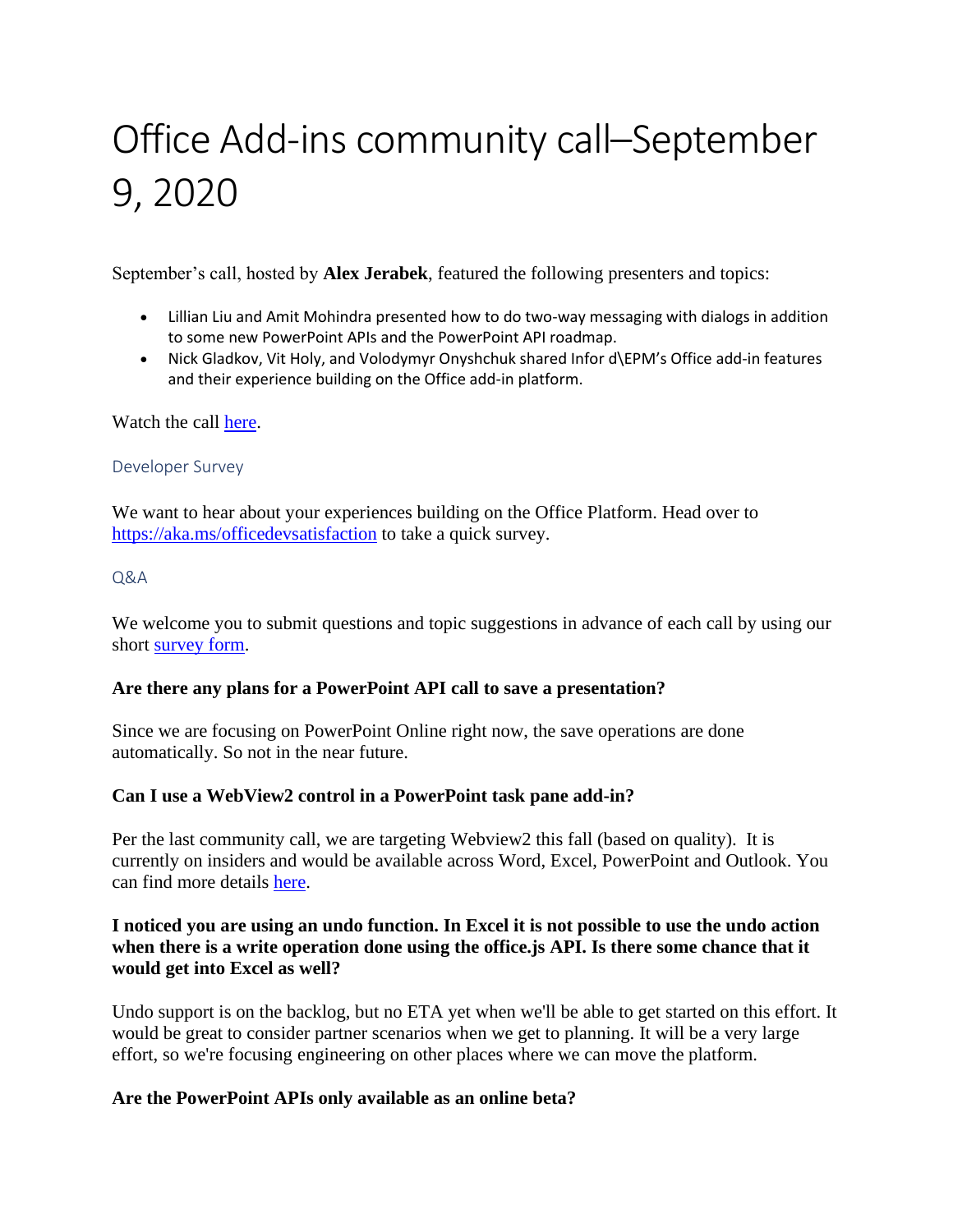# Office Add-ins community call–September 9, 2020

September's call, hosted by **Alex Jerabek**, featured the following presenters and topics:

- Lillian Liu and Amit Mohindra presented how to do two-way messaging with dialogs in addition to some new PowerPoint APIs and the PowerPoint API roadmap.
- Nick Gladkov, Vit Holy, and Volodymyr Onyshchuk shared Infor d\EPM's Office add-in features and their experience building on the Office add-in platform.

Watch the call here.

## Developer Survey

We want to hear about your experiences building on the Office Platform. Head over to https://aka.ms/officedevsatisfaction to take a quick survey.

## Q&A

We welcome you to submit questions and topic suggestions in advance of each call by using our short survey form.

**Are there any plans for a PowerPoint API call to save a presentation?**

Since we are focusing on PowerPoint Online right now, the save operations are done automatically. So not in the near future.

**Can I use a WebView2 control in a PowerPoint task pane add-in?**

Per the last community call, we are targeting Webview2 this fall (based on quality). It is currently on insiders and would be available across Word, Excel, PowerPoint and Outlook. You can find more details here.

**I noticed you are using an undo function. In Excel it is not possible to use the undo action when there is a write operation done using the office.js API. Is there some chance that it would get into Excel as well?**

Undo support is on the backlog, but no ETA yet when we'll be able to get started on this effort. It would be great to consider partner scenarios when we get to planning. It will be a very large effort, so we're focusing engineering on other places where we can move the platform.

**Are the PowerPoint APIs only available as an online beta?**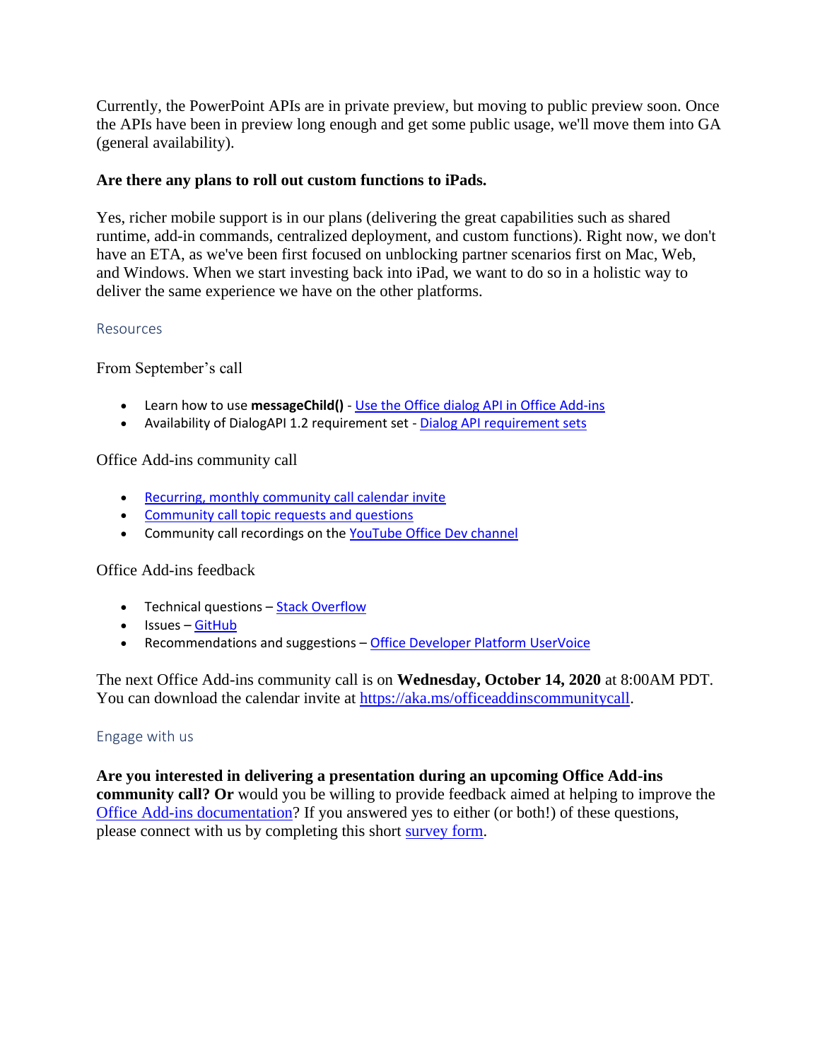Currently, the PowerPoint APIs are in private preview, but moving to public preview soon. Once the APIs have been in preview long enough and get some public usage, we'll move them into GA (general availability).

**Are there any plans to roll out custom functions to iPads.**

Yes, richer mobile support is in our plans (delivering the great capabilities such as shared runtime, add-in commands, centralized deployment, and custom functions). Right now, we don't have an ETA, as we've been first focused on unblocking partner scenarios first on Mac, Web, and Windows. When we start investing back into iPad, we want to do so in a holistic way to deliver the same experience we have on the other platforms.

## Resources

From September's call

- Learn how to use **messageChild()** - [Use the Office dialog API in Office Add-ins]()
- Availability of DialogAPI 1.2 requirement set - [Dialog API requirement sets]()

Office Add-ins community call

- [Recurring, monthly community call calendar invite]()
- [Community call topic requests and questions]()
- Community call recordings on the [YouTube Office Dev channel]()

Office Add-ins feedback

- Technical questions – [Stack Overflow]()
- Issues – [GitHub]()
- Recommendations and suggestions – [Office Developer Platform UserVoice]()

The next Office Add-ins community call is on **Wednesday, October 14, 2020** at 8:00AM PDT. You can download the calendar invite at [https://aka.ms/officeaddinscommunitycall](https://aka.ms/officeaddinscommunitycall).

## Engage with us

**Are you interested in delivering a presentation during an upcoming Office Add-ins community call? Or** would you be willing to provide feedback aimed at helping to improve the [Office Add-ins documentation]()? If you answered yes to either (or both!) of these questions, please connect with us by completing this short [survey form]().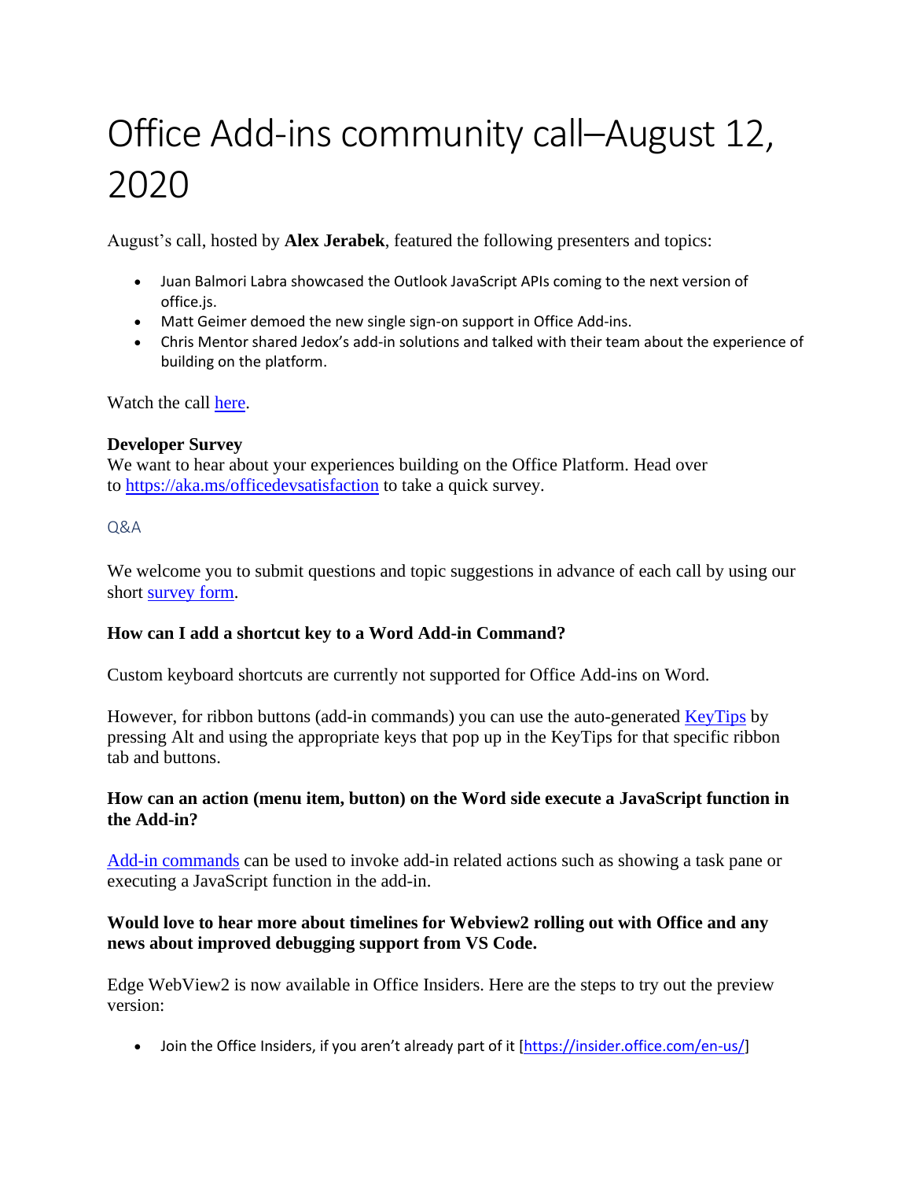# Office Add-ins community call–August 12, 2020

August's call, hosted by **Alex Jerabek**, featured the following presenters and topics:

- Juan Balmori Labra showcased the Outlook JavaScript APIs coming to the next version of office.js.
- Matt Geimer demoed the new single sign-on support in Office Add-ins.
- Chris Mentor shared Jedox's add-in solutions and talked with their team about the experience of building on the platform.

Watch the call [here]().

**Developer Survey**
We want to hear about your experiences building on the Office Platform. Head over to [https://aka.ms/officedevsatisfaction](https://aka.ms/officedevsatisfaction) to take a quick survey.

## Q&A

We welcome you to submit questions and topic suggestions in advance of each call by using our short [survey form]().

**How can I add a shortcut key to a Word Add-in Command?**

Custom keyboard shortcuts are currently not supported for Office Add-ins on Word.

However, for ribbon buttons (add-in commands) you can use the auto-generated [KeyTips]() by pressing Alt and using the appropriate keys that pop up in the KeyTips for that specific ribbon tab and buttons.

**How can an action (menu item, button) on the Word side execute a JavaScript function in the Add-in?**

[Add-in commands]() can be used to invoke add-in related actions such as showing a task pane or executing a JavaScript function in the add-in.

**Would love to hear more about timelines for Webview2 rolling out with Office and any news about improved debugging support from VS Code.**

Edge WebView2 is now available in Office Insiders. Here are the steps to try out the preview version:

- Join the Office Insiders, if you aren't already part of it [[https://insider.office.com/en-us/](https://insider.office.com/en-us/)]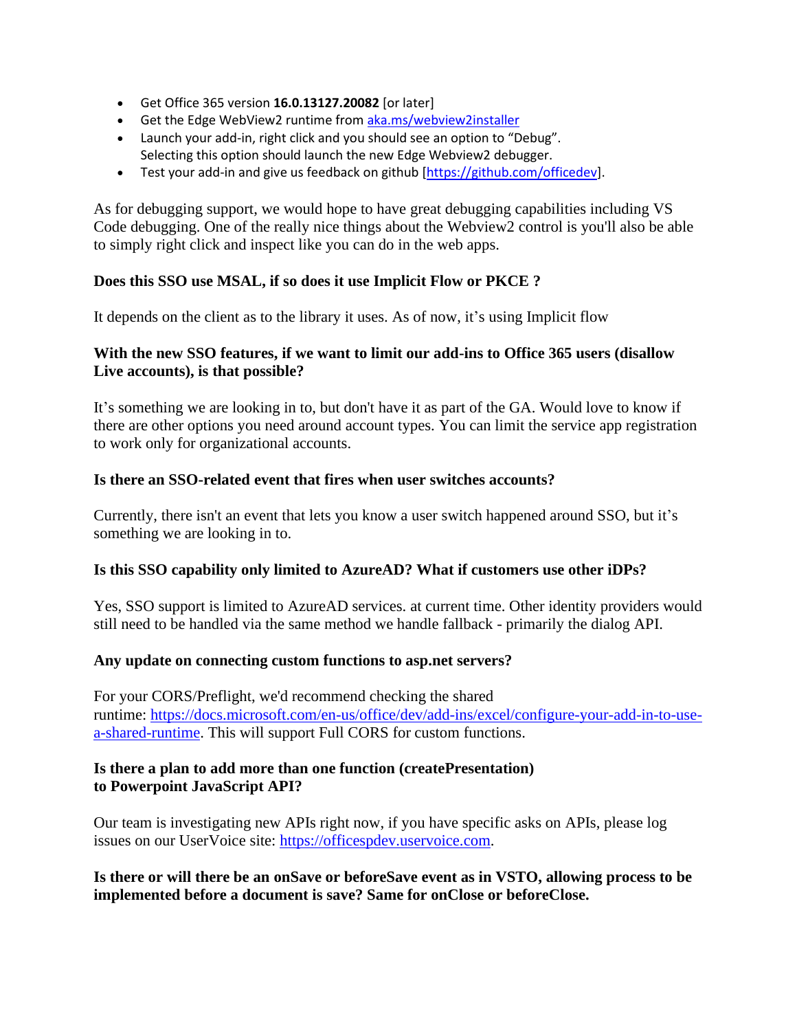- Get Office 365 version **16.0.13127.20082** [or later]
- Get the Edge WebView2 runtime from [aka.ms/webview2installer](aka.ms/webview2installer)
- Launch your add-in, right click and you should see an option to "Debug". Selecting this option should launch the new Edge Webview2 debugger.
- Test your add-in and give us feedback on github [[https://github.com/officedev](https://github.com/officedev)].

As for debugging support, we would hope to have great debugging capabilities including VS Code debugging. One of the really nice things about the Webview2 control is you'll also be able to simply right click and inspect like you can do in the web apps.

**Does this SSO use MSAL, if so does it use Implicit Flow or PKCE ?**

It depends on the client as to the library it uses. As of now, it's using Implicit flow

**With the new SSO features, if we want to limit our add-ins to Office 365 users (disallow Live accounts), is that possible?**

It's something we are looking in to, but don't have it as part of the GA. Would love to know if there are other options you need around account types. You can limit the service app registration to work only for organizational accounts.

**Is there an SSO-related event that fires when user switches accounts?**

Currently, there isn't an event that lets you know a user switch happened around SSO, but it's something we are looking in to.

**Is this SSO capability only limited to AzureAD? What if customers use other iDPs?**

Yes, SSO support is limited to AzureAD services. at current time. Other identity providers would still need to be handled via the same method we handle fallback - primarily the dialog API.

**Any update on connecting custom functions to asp.net servers?**

For your CORS/Preflight, we'd recommend checking the shared runtime: [https://docs.microsoft.com/en-us/office/dev/add-ins/excel/configure-your-add-in-to-use-a-shared-runtime](https://docs.microsoft.com/en-us/office/dev/add-ins/excel/configure-your-add-in-to-use-a-shared-runtime). This will support Full CORS for custom functions.

**Is there a plan to add more than one function (createPresentation) to Powerpoint JavaScript API?**

Our team is investigating new APIs right now, if you have specific asks on APIs, please log issues on our UserVoice site: [https://officespdev.uservoice.com](https://officespdev.uservoice.com).

**Is there or will there be an onSave or beforeSave event as in VSTO, allowing process to be implemented before a document is save? Same for onClose or beforeClose.**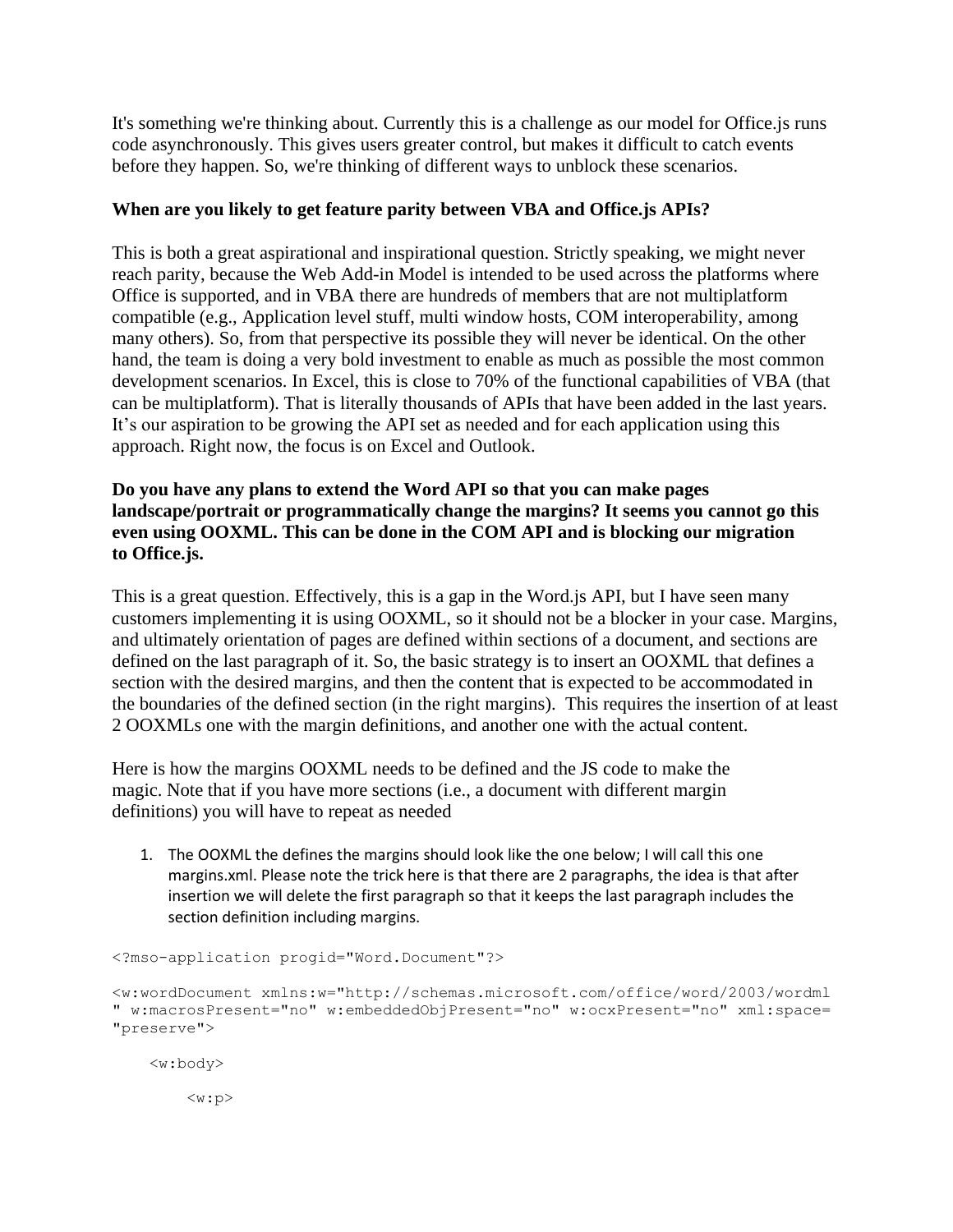It's something we're thinking about. Currently this is a challenge as our model for Office.js runs code asynchronously. This gives users greater control, but makes it difficult to catch events before they happen. So, we're thinking of different ways to unblock these scenarios.

**When are you likely to get feature parity between VBA and Office.js APIs?**

This is both a great aspirational and inspirational question. Strictly speaking, we might never reach parity, because the Web Add-in Model is intended to be used across the platforms where Office is supported, and in VBA there are hundreds of members that are not multiplatform compatible (e.g., Application level stuff, multi window hosts, COM interoperability, among many others). So, from that perspective its possible they will never be identical. On the other hand, the team is doing a very bold investment to enable as much as possible the most common development scenarios. In Excel, this is close to 70% of the functional capabilities of VBA (that can be multiplatform). That is literally thousands of APIs that have been added in the last years. It's our aspiration to be growing the API set as needed and for each application using this approach. Right now, the focus is on Excel and Outlook.

**Do you have any plans to extend the Word API so that you can make pages landscape/portrait or programmatically change the margins? It seems you cannot go this even using OOXML. This can be done in the COM API and is blocking our migration to Office.js.**

This is a great question. Effectively, this is a gap in the Word.js API, but I have seen many customers implementing it is using OOXML, so it should not be a blocker in your case. Margins, and ultimately orientation of pages are defined within sections of a document, and sections are defined on the last paragraph of it. So, the basic strategy is to insert an OOXML that defines a section with the desired margins, and then the content that is expected to be accommodated in the boundaries of the defined section (in the right margins). This requires the insertion of at least 2 OOXMLs one with the margin definitions, and another one with the actual content.

Here is how the margins OOXML needs to be defined and the JS code to make the magic. Note that if you have more sections (i.e., a document with different margin definitions) you will have to repeat as needed

1. The OOXML the defines the margins should look like the one below; I will call this one margins.xml. Please note the trick here is that there are 2 paragraphs, the idea is that after insertion we will delete the first paragraph so that it keeps the last paragraph includes the section definition including margins.

```
<?mso-application progid="Word.Document"?>

<w:wordDocument xmlns:w="http://schemas.microsoft.com/office/word/2003/wordml
" w:macrosPresent="no" w:embeddedObjPresent="no" w:ocxPresent="no" xml:space=
"preserve">

    <w:body>

        <w:p>
```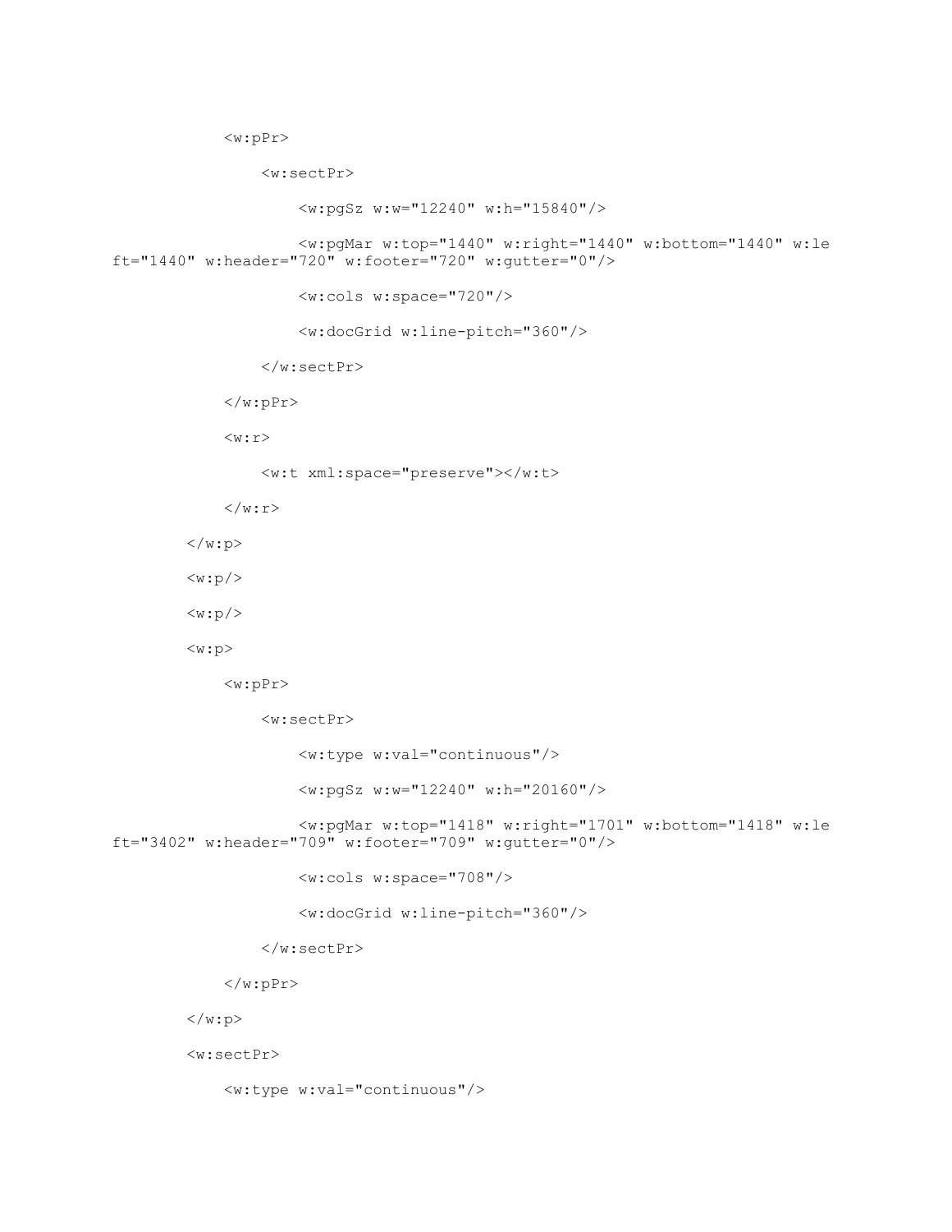```
            <w:pPr>
                <w:sectPr>
                    <w:pgSz w:w="12240" w:h="15840"/>
                    <w:pgMar w:top="1440" w:right="1440" w:bottom="1440" w:left="1440" w:header="720" w:footer="720" w:gutter="0"/>
                    <w:cols w:space="720"/>
                    <w:docGrid w:line-pitch="360"/>
                </w:sectPr>
            </w:pPr>
            <w:r>
                <w:t xml:space="preserve"></w:t>
            </w:r>
        </w:p>
        <w:p/>
        <w:p/>
        <w:p>
            <w:pPr>
                <w:sectPr>
                    <w:type w:val="continuous"/>
                    <w:pgSz w:w="12240" w:h="20160"/>
                    <w:pgMar w:top="1418" w:right="1701" w:bottom="1418" w:left="3402" w:header="709" w:footer="709" w:gutter="0"/>
                    <w:cols w:space="708"/>
                    <w:docGrid w:line-pitch="360"/>
                </w:sectPr>
            </w:pPr>
        </w:p>
        <w:sectPr>
            <w:type w:val="continuous"/>
```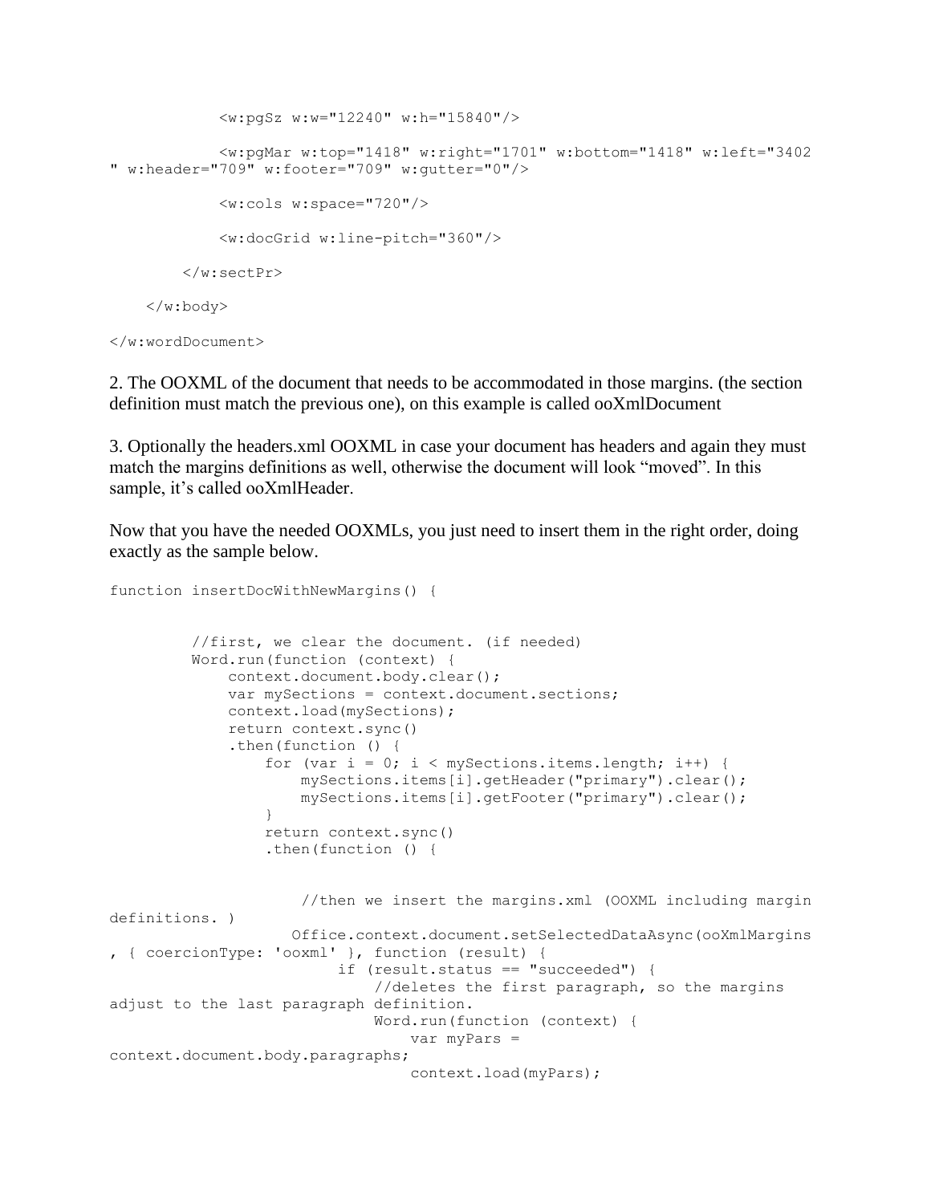```
            <w:pgSz w:w="12240" w:h="15840"/>

            <w:pgMar w:top="1418" w:right="1701" w:bottom="1418" w:left="3402
" w:header="709" w:footer="709" w:gutter="0"/>

            <w:cols w:space="720"/>

            <w:docGrid w:line-pitch="360"/>

        </w:sectPr>

    </w:body>

</w:wordDocument>
```

2. The OOXML of the document that needs to be accommodated in those margins. (the section definition must match the previous one), on this example is called ooXmlDocument

3. Optionally the headers.xml OOXML in case your document has headers and again they must match the margins definitions as well, otherwise the document will look “moved”. In this sample, it’s called ooXmlHeader.

Now that you have the needed OOXMLs, you just need to insert them in the right order, doing exactly as the sample below.

```
function insertDocWithNewMargins() {


        //first, we clear the document. (if needed)
        Word.run(function (context) {
            context.document.body.clear();
            var mySections = context.document.sections;
            context.load(mySections);
            return context.sync()
            .then(function () {
                for (var i = 0; i < mySections.items.length; i++) {
                    mySections.items[i].getHeader("primary").clear();
                    mySections.items[i].getFooter("primary").clear();
                }
                return context.sync()
                .then(function () {


                    //then we insert the margins.xml (OOXML including margin
definitions. )
                    Office.context.document.setSelectedDataAsync(ooXmlMargins
, { coercionType: 'ooxml' }, function (result) {
                        if (result.status == "succeeded") {
                            //deletes the first paragraph, so the margins
adjust to the last paragraph definition.
                            Word.run(function (context) {
                                var myPars =
context.document.body.paragraphs;
                                context.load(myPars);
```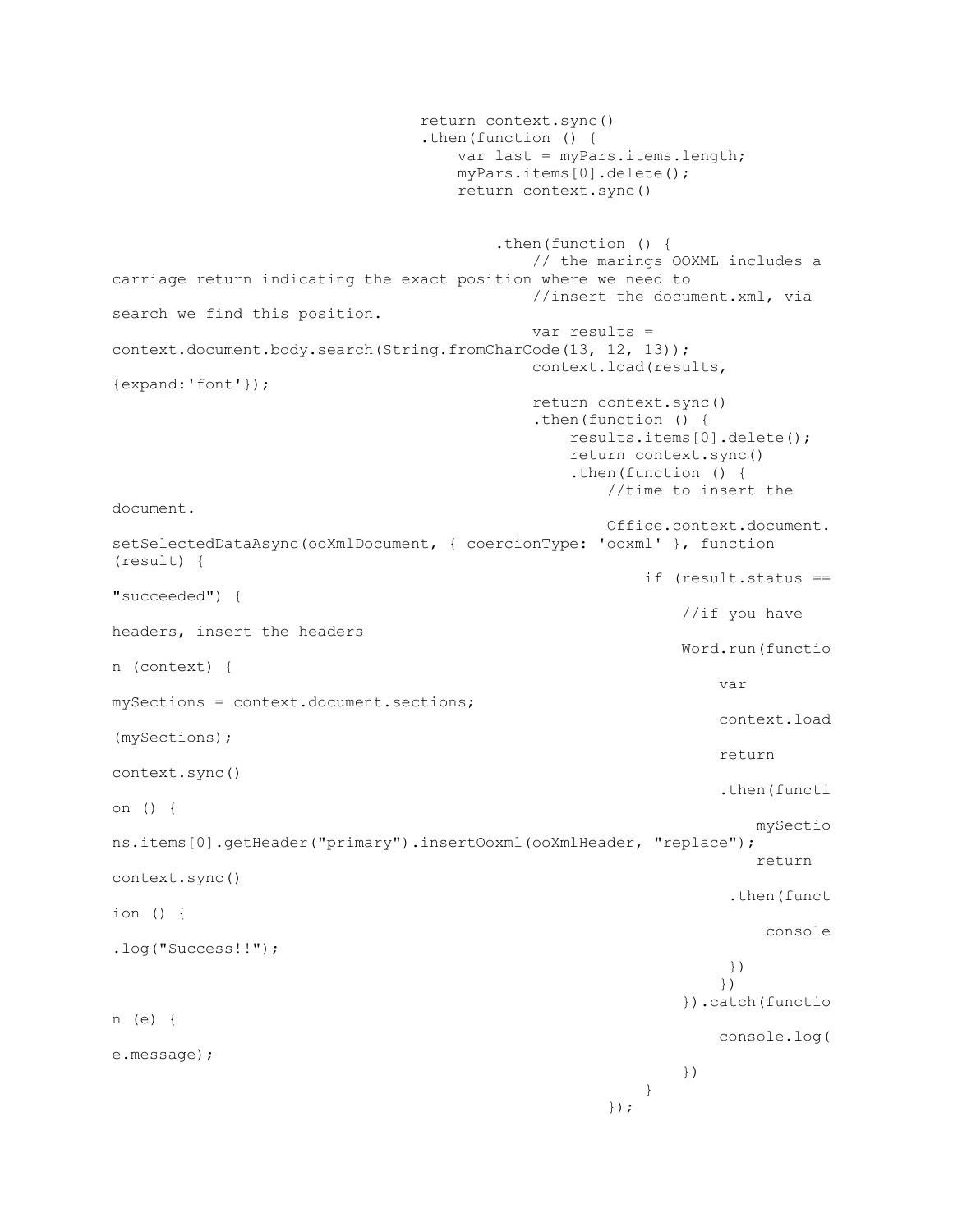```
                                return context.sync()
                                .then(function () {
                                    var last = myPars.items.length;
                                    myPars.items[0].delete();
                                    return context.sync()


                                        .then(function () {
                                            // the marings OOXML includes a carriage return indicating the exact position where we need to
                                            //insert the document.xml, via search we find this position.
                                            var results = context.document.body.search(String.fromCharCode(13, 12, 13));
                                            context.load(results, {expand:'font'});
                                            return context.sync()
                                            .then(function () {
                                                results.items[0].delete();
                                                return context.sync()
                                                .then(function () {
                                                    //time to insert the document.
                                                    Office.context.document.setSelectedDataAsync(ooXmlDocument, { coercionType: 'ooxml' }, function (result) {
                                                        if (result.status == "succeeded") {
                                                            //if you have headers, insert the headers
                                                            Word.run(function (context) {
                                                                var mySections = context.document.sections;
                                                                context.load(mySections);
                                                                return context.sync()
                                                                .then(function () {
                                                                    mySections.items[0].getHeader("primary").insertOoxml(ooXmlHeader, "replace");
                                                                    return context.sync()
                                                                   .then(function () {
                                                                       console.log("Success!!");
                                                                   })
                                                                })
                                                            }).catch(function (e) {
                                                                console.log(e.message);
                                                            })
                                                        }
                                                    });
```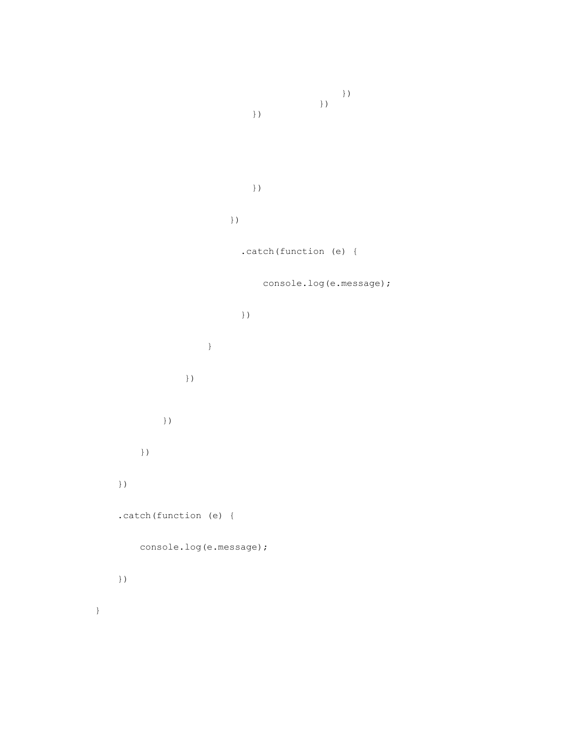```
                                                })
                                            })
                                })



                                })

                            })

                              .catch(function (e) {

                                  console.log(e.message);

                              })

                        }

                    })


                })

            })

        })

        .catch(function (e) {

            console.log(e.message);

        })

}
```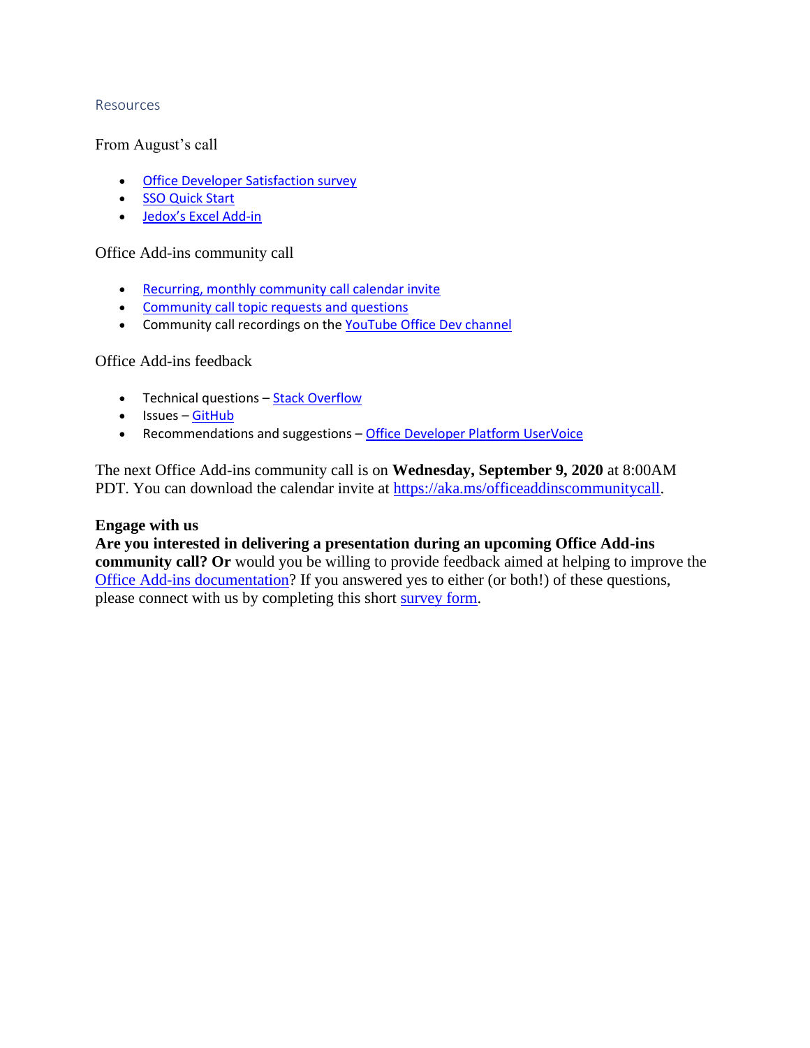## Resources

### From August's call

- Office Developer Satisfaction survey
- SSO Quick Start
- Jedox's Excel Add-in

### Office Add-ins community call

- Recurring, monthly community call calendar invite
- Community call topic requests and questions
- Community call recordings on the YouTube Office Dev channel

### Office Add-ins feedback

- Technical questions – Stack Overflow
- Issues – GitHub
- Recommendations and suggestions – Office Developer Platform UserVoice

The next Office Add-ins community call is on **Wednesday, September 9, 2020** at 8:00AM PDT. You can download the calendar invite at https://aka.ms/officeaddinscommunitycall.

**Engage with us**
**Are you interested in delivering a presentation during an upcoming Office Add-ins community call? Or** would you be willing to provide feedback aimed at helping to improve the Office Add-ins documentation? If you answered yes to either (or both!) of these questions, please connect with us by completing this short survey form.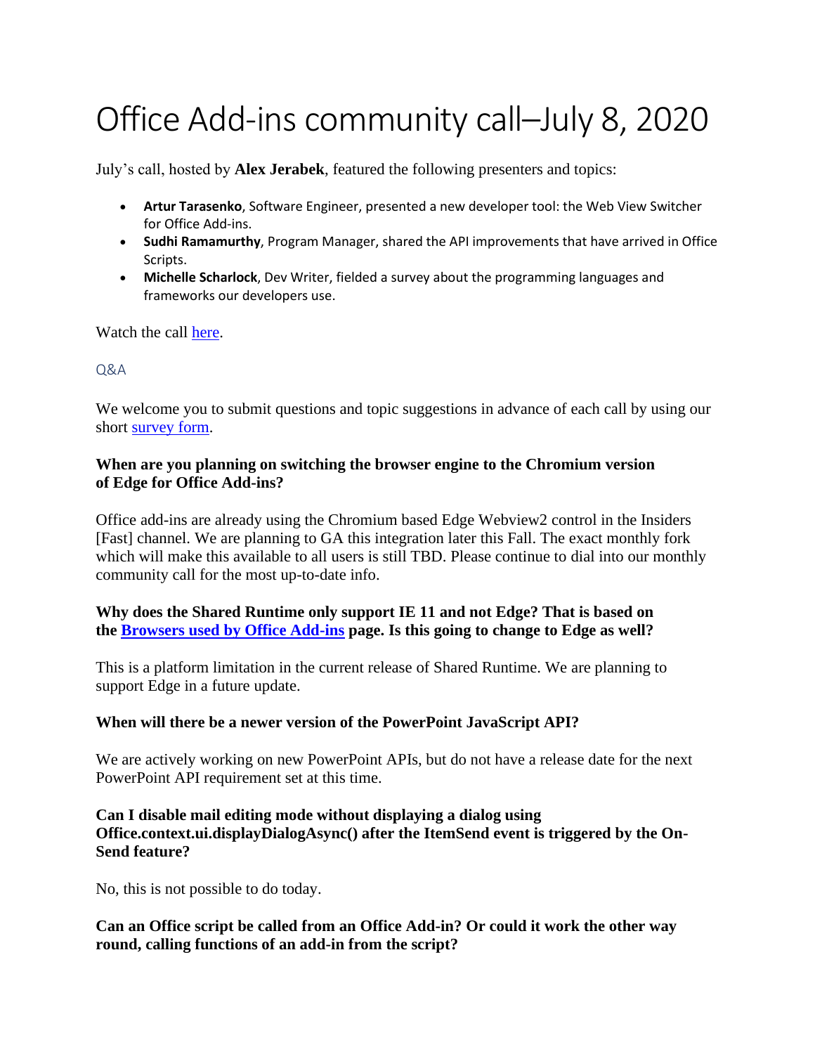# Office Add-ins community call–July 8, 2020

July's call, hosted by **Alex Jerabek**, featured the following presenters and topics:

- **Artur Tarasenko**, Software Engineer, presented a new developer tool: the Web View Switcher for Office Add-ins.
- **Sudhi Ramamurthy**, Program Manager, shared the API improvements that have arrived in Office Scripts.
- **Michelle Scharlock**, Dev Writer, fielded a survey about the programming languages and frameworks our developers use.

Watch the call [here]().

## Q&A

We welcome you to submit questions and topic suggestions in advance of each call by using our short [survey form]().

**When are you planning on switching the browser engine to the Chromium version of Edge for Office Add-ins?**

Office add-ins are already using the Chromium based Edge Webview2 control in the Insiders [Fast] channel. We are planning to GA this integration later this Fall. The exact monthly fork which will make this available to all users is still TBD. Please continue to dial into our monthly community call for the most up-to-date info.

**Why does the Shared Runtime only support IE 11 and not Edge? That is based on the [Browsers used by Office Add-ins]() page. Is this going to change to Edge as well?**

This is a platform limitation in the current release of Shared Runtime. We are planning to support Edge in a future update.

**When will there be a newer version of the PowerPoint JavaScript API?**

We are actively working on new PowerPoint APIs, but do not have a release date for the next PowerPoint API requirement set at this time.

**Can I disable mail editing mode without displaying a dialog using Office.context.ui.displayDialogAsync() after the ItemSend event is triggered by the On-Send feature?**

No, this is not possible to do today.

**Can an Office script be called from an Office Add-in? Or could it work the other way round, calling functions of an add-in from the script?**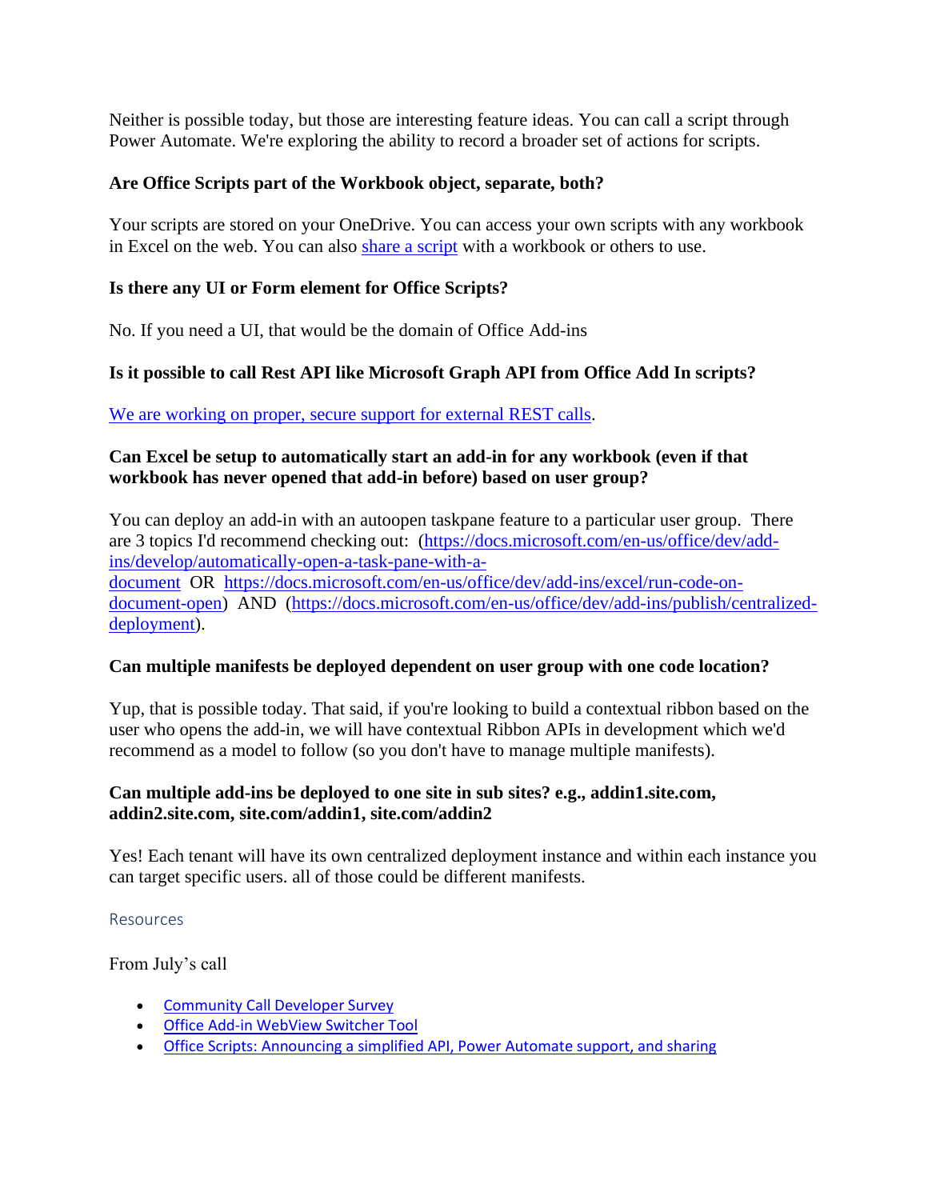Neither is possible today, but those are interesting feature ideas. You can call a script through Power Automate. We're exploring the ability to record a broader set of actions for scripts.

**Are Office Scripts part of the Workbook object, separate, both?**

Your scripts are stored on your OneDrive. You can access your own scripts with any workbook in Excel on the web. You can also share a script with a workbook or others to use.

**Is there any UI or Form element for Office Scripts?**

No. If you need a UI, that would be the domain of Office Add-ins

**Is it possible to call Rest API like Microsoft Graph API from Office Add In scripts?**

We are working on proper, secure support for external REST calls.

**Can Excel be setup to automatically start an add-in for any workbook (even if that workbook has never opened that add-in before) based on user group?**

You can deploy an add-in with an autoopen taskpane feature to a particular user group. There are 3 topics I'd recommend checking out: (https://docs.microsoft.com/en-us/office/dev/add-ins/develop/automatically-open-a-task-pane-with-a-document OR https://docs.microsoft.com/en-us/office/dev/add-ins/excel/run-code-on-document-open) AND (https://docs.microsoft.com/en-us/office/dev/add-ins/publish/centralized-deployment).

**Can multiple manifests be deployed dependent on user group with one code location?**

Yup, that is possible today. That said, if you're looking to build a contextual ribbon based on the user who opens the add-in, we will have contextual Ribbon APIs in development which we'd recommend as a model to follow (so you don't have to manage multiple manifests).

**Can multiple add-ins be deployed to one site in sub sites? e.g., addin1.site.com, addin2.site.com, site.com/addin1, site.com/addin2**

Yes! Each tenant will have its own centralized deployment instance and within each instance you can target specific users. all of those could be different manifests.

## Resources

From July's call

- Community Call Developer Survey
- Office Add-in WebView Switcher Tool
- Office Scripts: Announcing a simplified API, Power Automate support, and sharing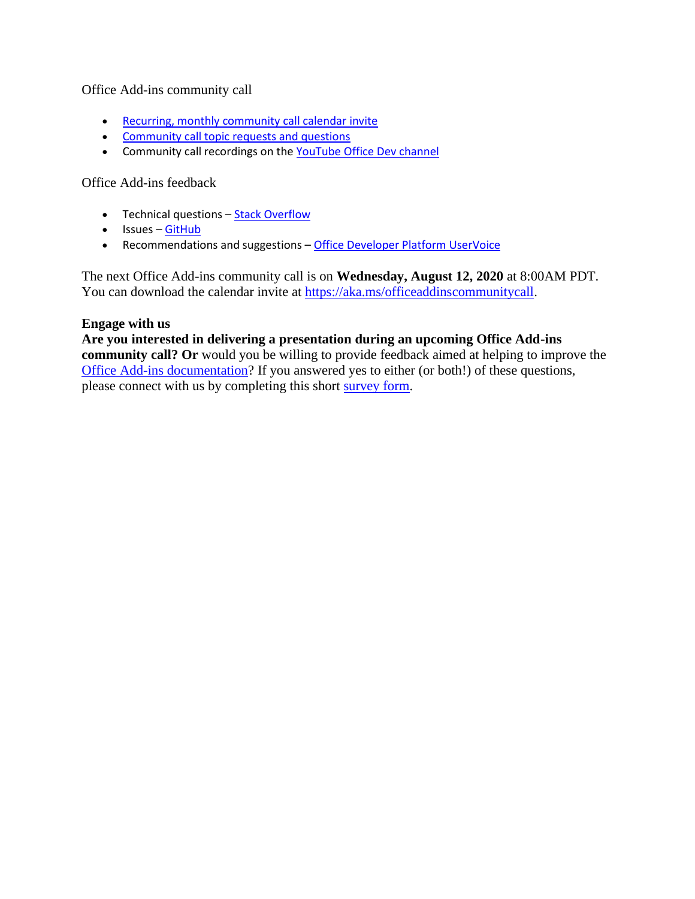Office Add-ins community call

- Recurring, monthly community call calendar invite
- Community call topic requests and questions
- Community call recordings on the YouTube Office Dev channel

Office Add-ins feedback

- Technical questions – Stack Overflow
- Issues – GitHub
- Recommendations and suggestions – Office Developer Platform UserVoice

The next Office Add-ins community call is on **Wednesday, August 12, 2020** at 8:00AM PDT. You can download the calendar invite at https://aka.ms/officeaddinscommunitycall.

**Engage with us**
**Are you interested in delivering a presentation during an upcoming Office Add-ins community call? Or** would you be willing to provide feedback aimed at helping to improve the Office Add-ins documentation? If you answered yes to either (or both!) of these questions, please connect with us by completing this short survey form.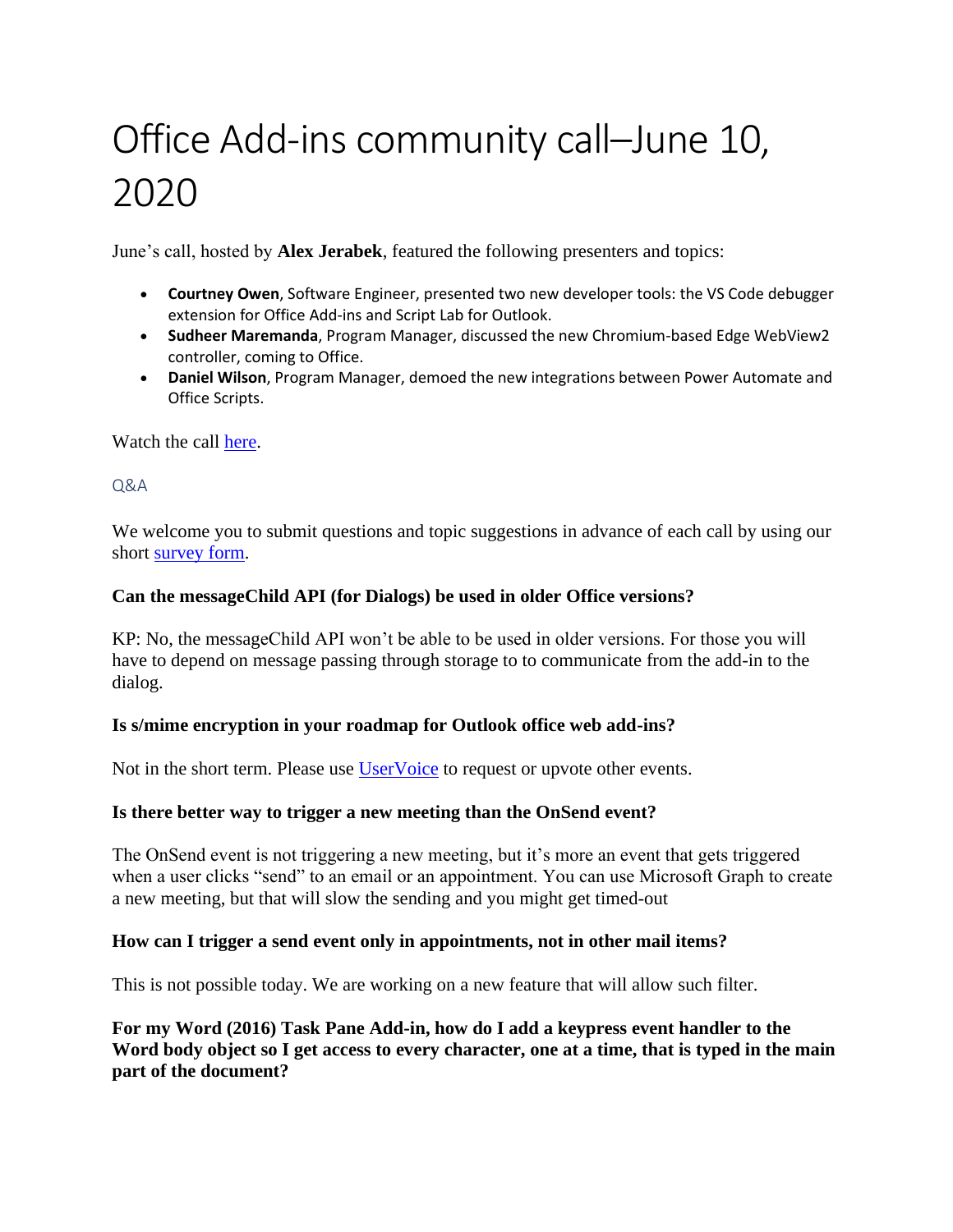# Office Add-ins community call–June 10, 2020

June's call, hosted by **Alex Jerabek**, featured the following presenters and topics:

- **Courtney Owen**, Software Engineer, presented two new developer tools: the VS Code debugger extension for Office Add-ins and Script Lab for Outlook.
- **Sudheer Maremanda**, Program Manager, discussed the new Chromium-based Edge WebView2 controller, coming to Office.
- **Daniel Wilson**, Program Manager, demoed the new integrations between Power Automate and Office Scripts.

Watch the call [here](here).

## Q&A

We welcome you to submit questions and topic suggestions in advance of each call by using our short [survey form](survey form).

**Can the messageChild API (for Dialogs) be used in older Office versions?**

KP: No, the messageChild API won't be able to be used in older versions. For those you will have to depend on message passing through storage to to communicate from the add-in to the dialog.

**Is s/mime encryption in your roadmap for Outlook office web add-ins?**

Not in the short term. Please use [UserVoice](UserVoice) to request or upvote other events.

**Is there better way to trigger a new meeting than the OnSend event?**

The OnSend event is not triggering a new meeting, but it's more an event that gets triggered when a user clicks "send" to an email or an appointment. You can use Microsoft Graph to create a new meeting, but that will slow the sending and you might get timed-out

**How can I trigger a send event only in appointments, not in other mail items?**

This is not possible today. We are working on a new feature that will allow such filter.

**For my Word (2016) Task Pane Add-in, how do I add a keypress event handler to the Word body object so I get access to every character, one at a time, that is typed in the main part of the document?**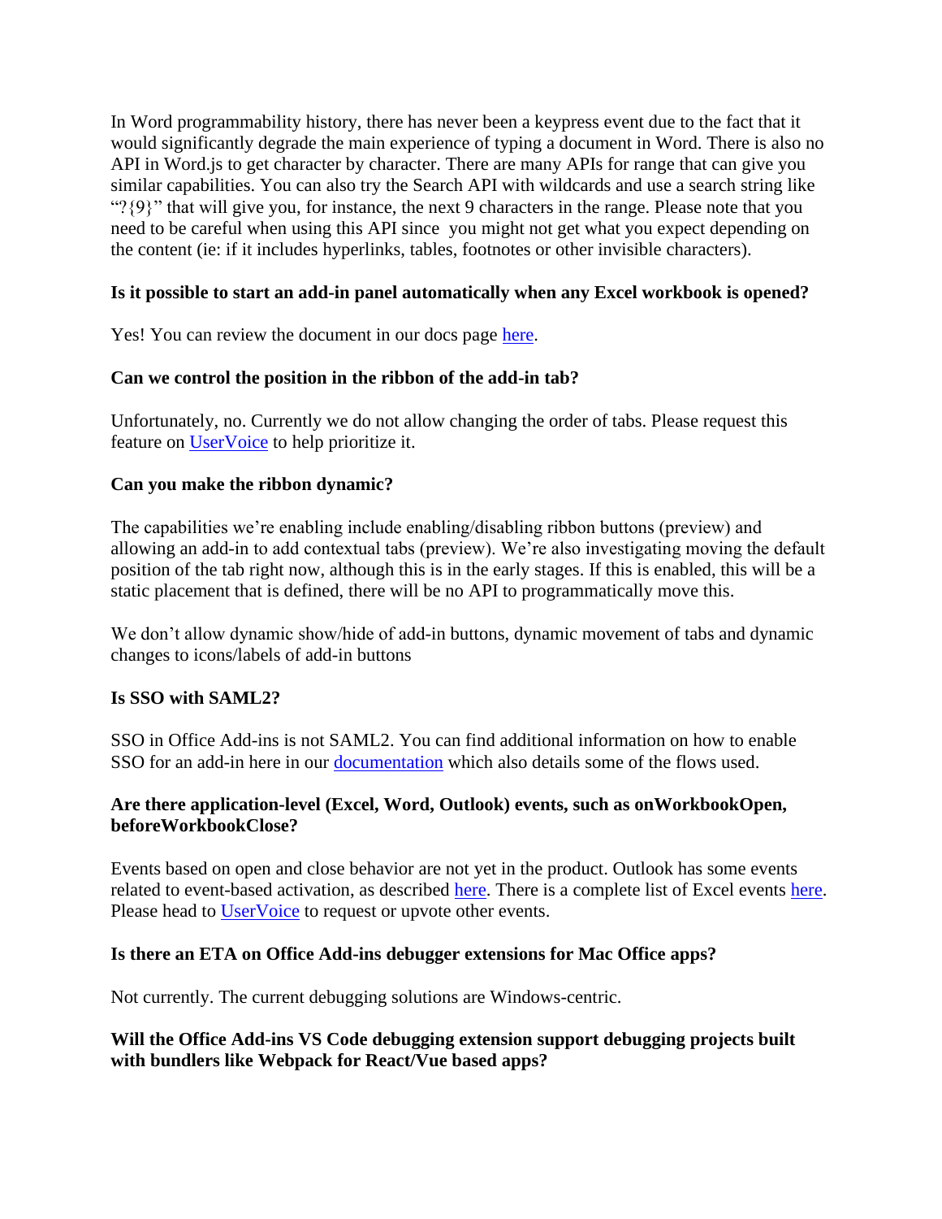In Word programmability history, there has never been a keypress event due to the fact that it would significantly degrade the main experience of typing a document in Word. There is also no API in Word.js to get character by character. There are many APIs for range that can give you similar capabilities. You can also try the Search API with wildcards and use a search string like "?{9}" that will give you, for instance, the next 9 characters in the range. Please note that you need to be careful when using this API since you might not get what you expect depending on the content (ie: if it includes hyperlinks, tables, footnotes or other invisible characters).

**Is it possible to start an add-in panel automatically when any Excel workbook is opened?**

Yes! You can review the document in our docs page here.

**Can we control the position in the ribbon of the add-in tab?**

Unfortunately, no. Currently we do not allow changing the order of tabs. Please request this feature on UserVoice to help prioritize it.

**Can you make the ribbon dynamic?**

The capabilities we're enabling include enabling/disabling ribbon buttons (preview) and allowing an add-in to add contextual tabs (preview). We're also investigating moving the default position of the tab right now, although this is in the early stages. If this is enabled, this will be a static placement that is defined, there will be no API to programmatically move this.

We don't allow dynamic show/hide of add-in buttons, dynamic movement of tabs and dynamic changes to icons/labels of add-in buttons

**Is SSO with SAML2?**

SSO in Office Add-ins is not SAML2. You can find additional information on how to enable SSO for an add-in here in our documentation which also details some of the flows used.

**Are there application-level (Excel, Word, Outlook) events, such as onWorkbookOpen, beforeWorkbookClose?**

Events based on open and close behavior are not yet in the product. Outlook has some events related to event-based activation, as described here. There is a complete list of Excel events here. Please head to UserVoice to request or upvote other events.

**Is there an ETA on Office Add-ins debugger extensions for Mac Office apps?**

Not currently. The current debugging solutions are Windows-centric.

**Will the Office Add-ins VS Code debugging extension support debugging projects built with bundlers like Webpack for React/Vue based apps?**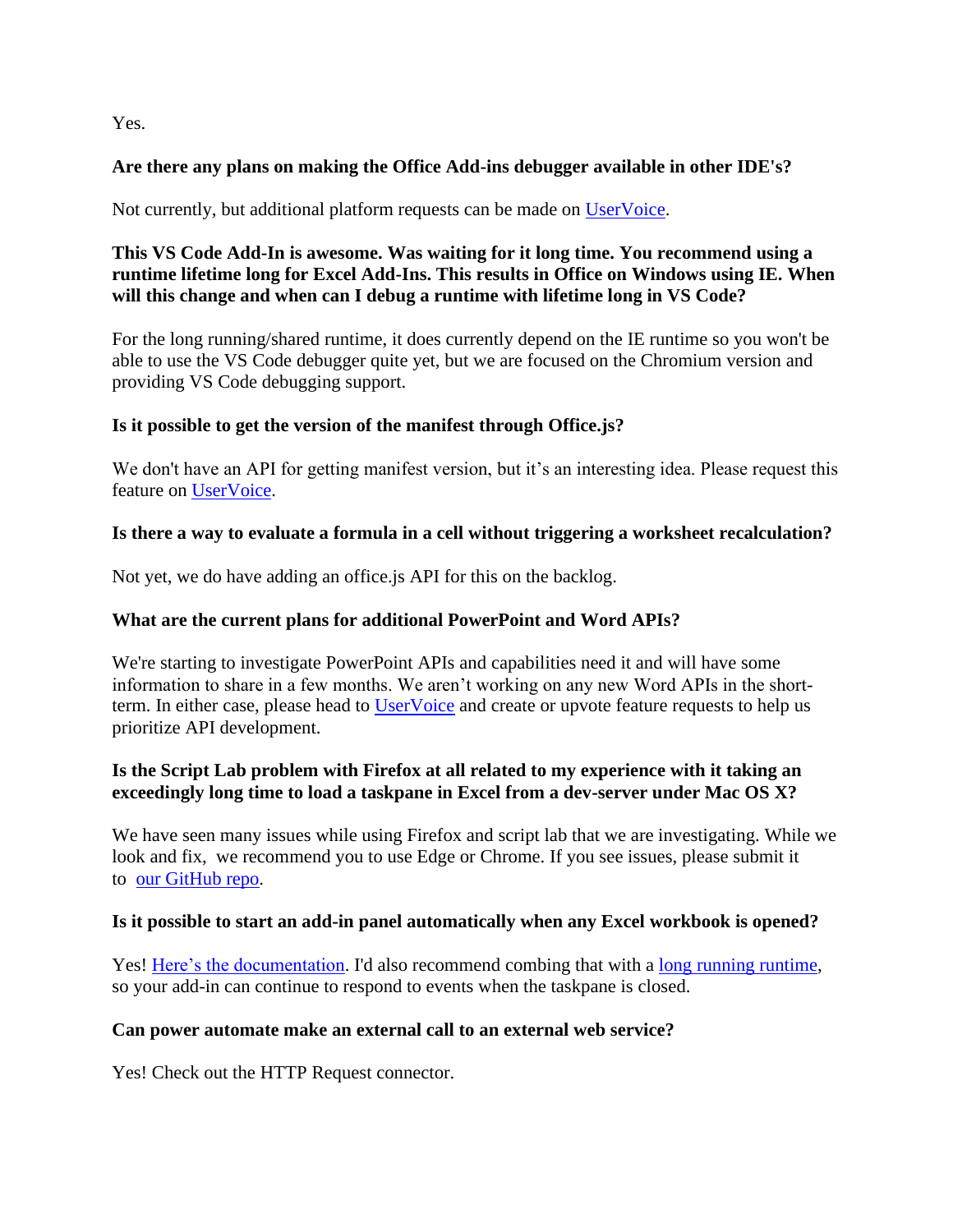Yes.

**Are there any plans on making the Office Add-ins debugger available in other IDE's?**

Not currently, but additional platform requests can be made on UserVoice.

**This VS Code Add-In is awesome. Was waiting for it long time. You recommend using a runtime lifetime long for Excel Add-Ins. This results in Office on Windows using IE. When will this change and when can I debug a runtime with lifetime long in VS Code?**

For the long running/shared runtime, it does currently depend on the IE runtime so you won't be able to use the VS Code debugger quite yet, but we are focused on the Chromium version and providing VS Code debugging support.

**Is it possible to get the version of the manifest through Office.js?**

We don't have an API for getting manifest version, but it's an interesting idea. Please request this feature on UserVoice.

**Is there a way to evaluate a formula in a cell without triggering a worksheet recalculation?**

Not yet, we do have adding an office.js API for this on the backlog.

**What are the current plans for additional PowerPoint and Word APIs?**

We're starting to investigate PowerPoint APIs and capabilities need it and will have some information to share in a few months. We aren't working on any new Word APIs in the short-term. In either case, please head to UserVoice and create or upvote feature requests to help us prioritize API development.

**Is the Script Lab problem with Firefox at all related to my experience with it taking an exceedingly long time to load a taskpane in Excel from a dev-server under Mac OS X?**

We have seen many issues while using Firefox and script lab that we are investigating. While we look and fix, we recommend you to use Edge or Chrome. If you see issues, please submit it to our GitHub repo.

**Is it possible to start an add-in panel automatically when any Excel workbook is opened?**

Yes! Here's the documentation. I'd also recommend combing that with a long running runtime, so your add-in can continue to respond to events when the taskpane is closed.

**Can power automate make an external call to an external web service?**

Yes! Check out the HTTP Request connector.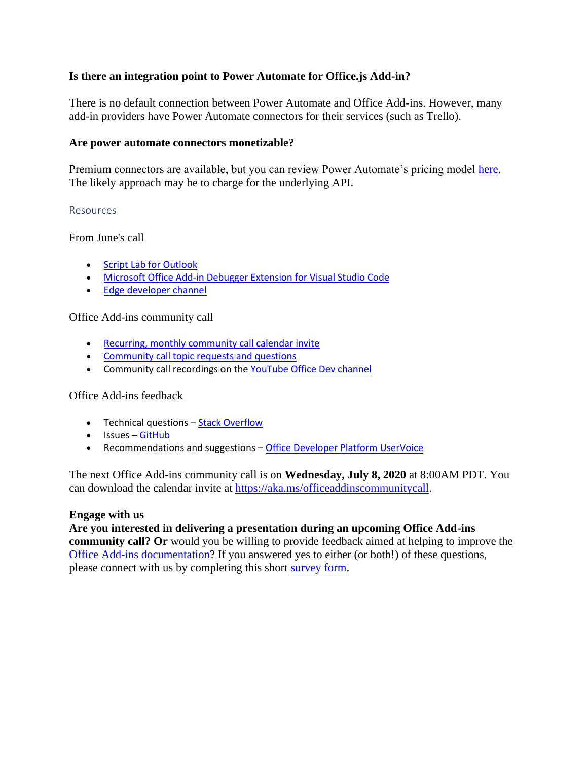**Is there an integration point to Power Automate for Office.js Add-in?**

There is no default connection between Power Automate and Office Add-ins. However, many add-in providers have Power Automate connectors for their services (such as Trello).

**Are power automate connectors monetizable?**

Premium connectors are available, but you can review Power Automate's pricing model here. The likely approach may be to charge for the underlying API.

## Resources

From June's call

- Script Lab for Outlook
- Microsoft Office Add-in Debugger Extension for Visual Studio Code
- Edge developer channel

Office Add-ins community call

- Recurring, monthly community call calendar invite
- Community call topic requests and questions
- Community call recordings on the YouTube Office Dev channel

Office Add-ins feedback

- Technical questions – Stack Overflow
- Issues – GitHub
- Recommendations and suggestions – Office Developer Platform UserVoice

The next Office Add-ins community call is on **Wednesday, July 8, 2020** at 8:00AM PDT. You can download the calendar invite at https://aka.ms/officeaddinscommunitycall.

**Engage with us**
**Are you interested in delivering a presentation during an upcoming Office Add-ins community call? Or** would you be willing to provide feedback aimed at helping to improve the Office Add-ins documentation? If you answered yes to either (or both!) of these questions, please connect with us by completing this short survey form.